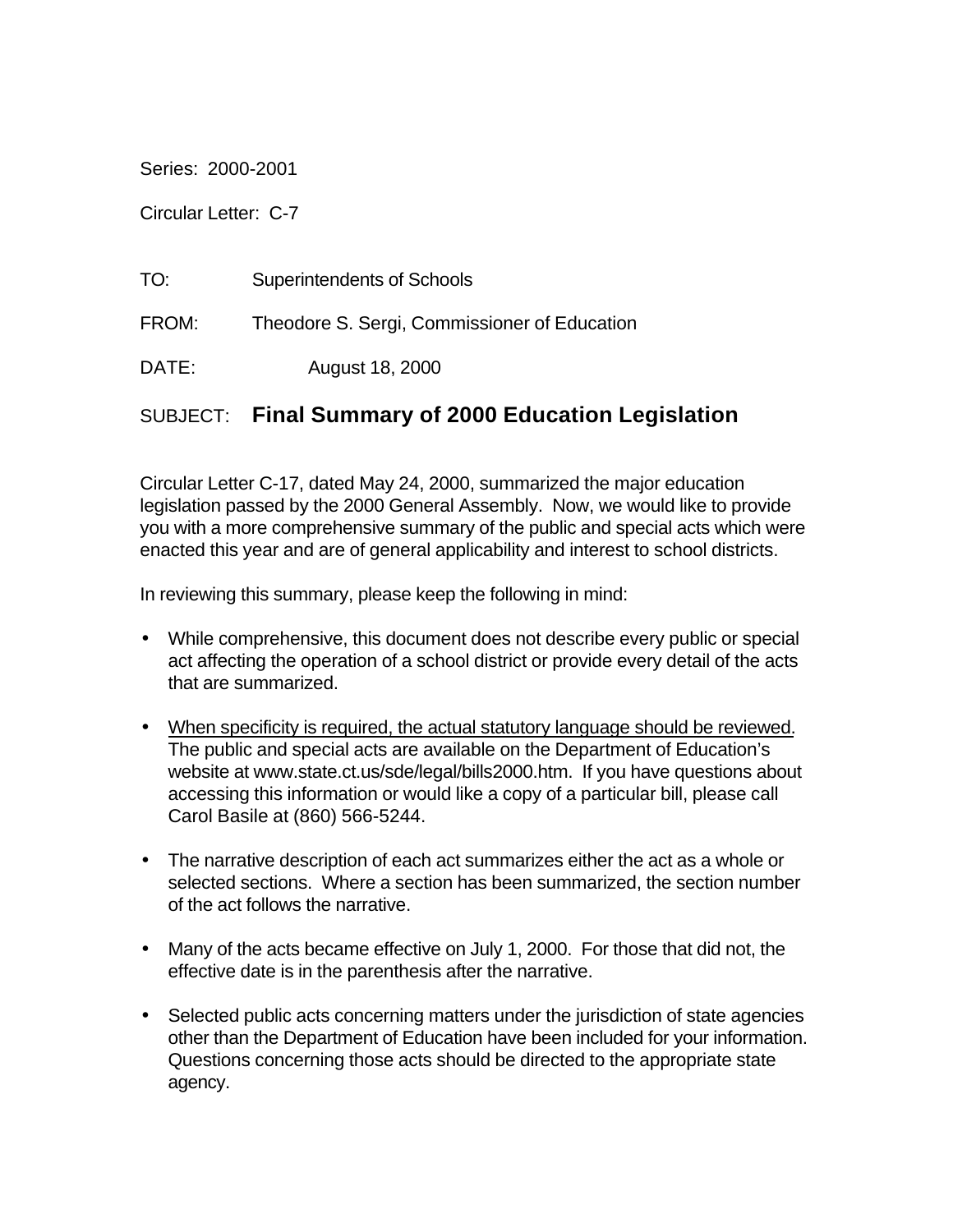Series: 2000-2001

Circular Letter: C-7

TO: Superintendents of Schools

FROM: Theodore S. Sergi, Commissioner of Education

DATE: August 18, 2000

SUBJECT: **Final Summary of 2000 Education Legislation**

Circular Letter C-17, dated May 24, 2000, summarized the major education legislation passed by the 2000 General Assembly. Now, we would like to provide you with a more comprehensive summary of the public and special acts which were enacted this year and are of general applicability and interest to school districts.

In reviewing this summary, please keep the following in mind:

- While comprehensive, this document does not describe every public or special act affecting the operation of a school district or provide every detail of the acts that are summarized.

- <u>When specificity is required, the actual statutory language should be reviewed</u>. The public and special acts are available on the Department of Education's website at www.state.ct.us/sde/legal/bills2000.htm. If you have questions about accessing this information or would like a copy of a particular bill, please call Carol Basile at (860) 566-5244.

- The narrative description of each act summarizes either the act as a whole or selected sections. Where a section has been summarized, the section number of the act follows the narrative.

- Many of the acts became effective on July 1, 2000. For those that did not, the effective date is in the parenthesis after the narrative.

- Selected public acts concerning matters under the jurisdiction of state agencies other than the Department of Education have been included for your information. Questions concerning those acts should be directed to the appropriate state agency.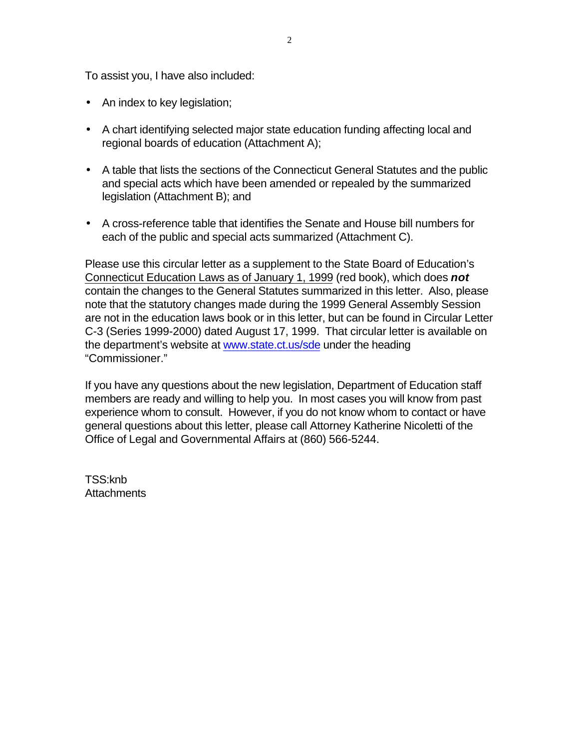To assist you, I have also included:

- An index to key legislation;
- A chart identifying selected major state education funding affecting local and regional boards of education (Attachment A);
- A table that lists the sections of the Connecticut General Statutes and the public and special acts which have been amended or repealed by the summarized legislation (Attachment B); and
- A cross-reference table that identifies the Senate and House bill numbers for each of the public and special acts summarized (Attachment C).

Please use this circular letter as a supplement to the State Board of Education's Connecticut Education Laws as of January 1, 1999 (red book), which does ***not*** contain the changes to the General Statutes summarized in this letter. Also, please note that the statutory changes made during the 1999 General Assembly Session are not in the education laws book or in this letter, but can be found in Circular Letter C-3 (Series 1999-2000) dated August 17, 1999. That circular letter is available on the department's website at www.state.ct.us/sde under the heading "Commissioner."

If you have any questions about the new legislation, Department of Education staff members are ready and willing to help you. In most cases you will know from past experience whom to consult. However, if you do not know whom to contact or have general questions about this letter, please call Attorney Katherine Nicoletti of the Office of Legal and Governmental Affairs at (860) 566-5244.

TSS:knb
Attachments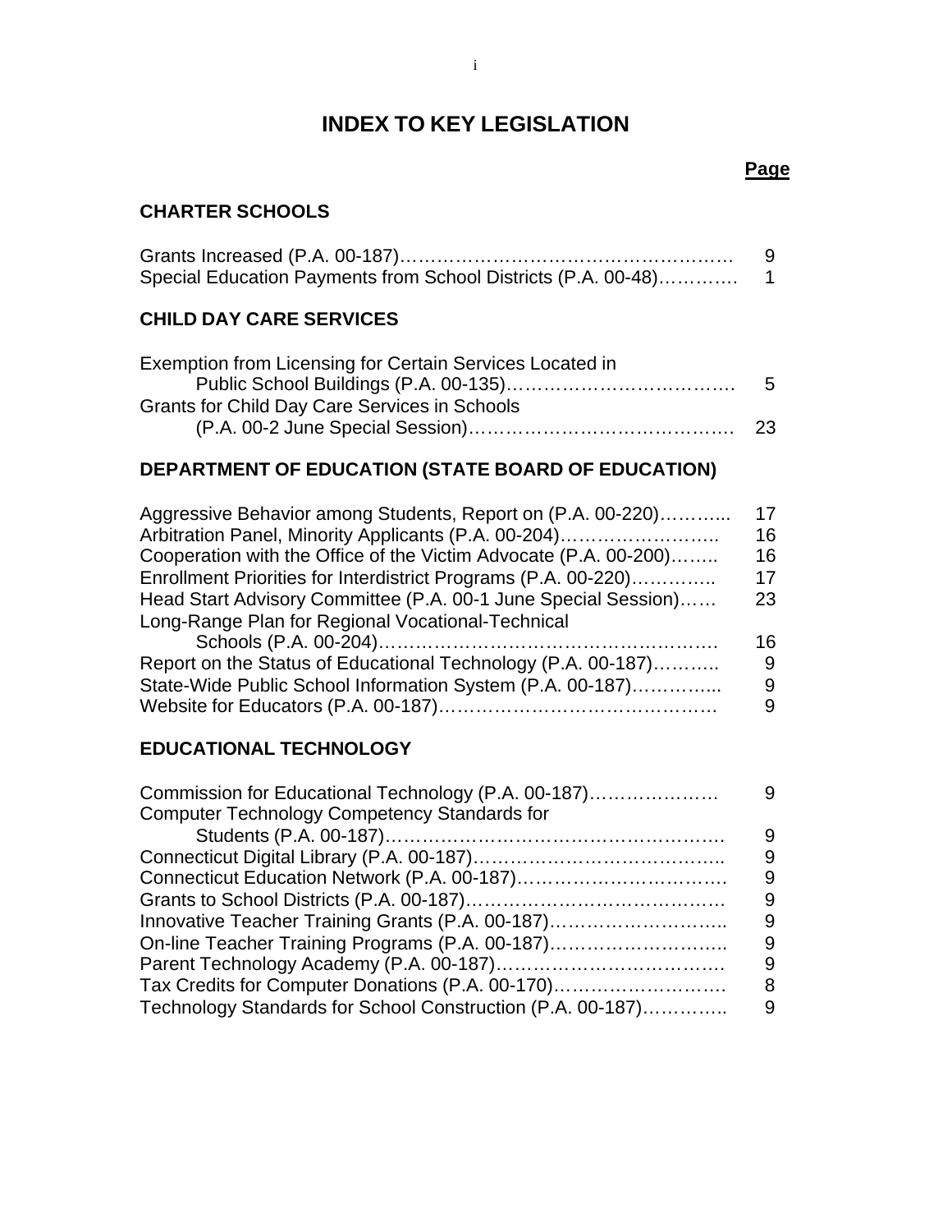# INDEX TO KEY LEGISLATION

| | Page |
|---|---|
| **CHARTER SCHOOLS** | |
| Grants Increased (P.A. 00-187)……………………………………………… | 9 |
| Special Education Payments from School Districts (P.A. 00-48)…………. | 1 |
| **CHILD DAY CARE SERVICES** | |
| Exemption from Licensing for Certain Services Located in Public School Buildings (P.A. 00-135)………………………………. | 5 |
| Grants for Child Day Care Services in Schools (P.A. 00-2 June Special Session)……………………………………. | 23 |
| **DEPARTMENT OF EDUCATION (STATE BOARD OF EDUCATION)** | |
| Aggressive Behavior among Students, Report on (P.A. 00-220)………... | 17 |
| Arbitration Panel, Minority Applicants (P.A. 00-204)…………………….. | 16 |
| Cooperation with the Office of the Victim Advocate (P.A. 00-200)…….. | 16 |
| Enrollment Priorities for Interdistrict Programs (P.A. 00-220)………….. | 17 |
| Head Start Advisory Committee (P.A. 00-1 June Special Session)…… | 23 |
| Long-Range Plan for Regional Vocational-Technical Schools (P.A. 00-204)………………………………………………. | 16 |
| Report on the Status of Educational Technology (P.A. 00-187)……….. | 9 |
| State-Wide Public School Information System (P.A. 00-187)…………... | 9 |
| Website for Educators (P.A. 00-187)………………………………………. | 9 |
| **EDUCATIONAL TECHNOLOGY** | |
| Commission for Educational Technology (P.A. 00-187)………………… | 9 |
| Computer Technology Competency Standards for Students (P.A. 00-187)……………………………………………. | 9 |
| Connecticut Digital Library (P.A. 00-187)………………………………….. | 9 |
| Connecticut Education Network (P.A. 00-187)……………………………. | 9 |
| Grants to School Districts (P.A. 00-187)…………………………………… | 9 |
| Innovative Teacher Training Grants (P.A. 00-187)……………………….. | 9 |
| On-line Teacher Training Programs (P.A. 00-187)……………………….. | 9 |
| Parent Technology Academy (P.A. 00-187)………………………………. | 9 |
| Tax Credits for Computer Donations (P.A. 00-170)………………………. | 8 |
| Technology Standards for School Construction (P.A. 00-187)………….. | 9 |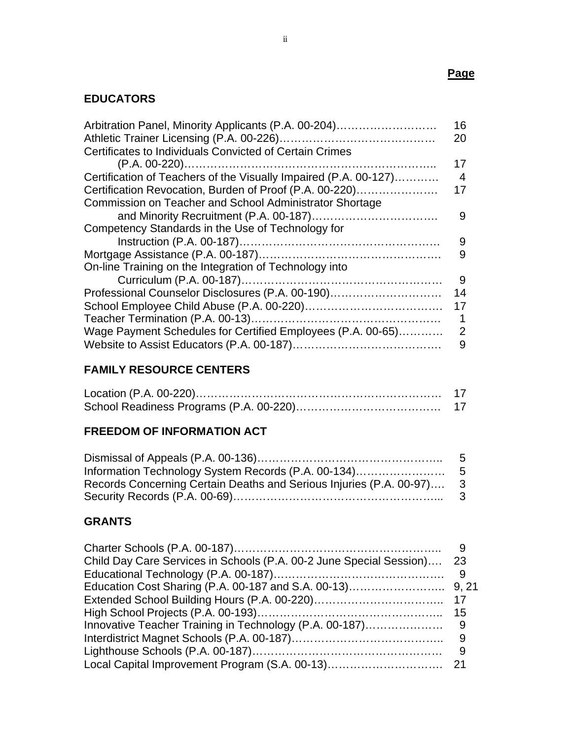**Page**

## EDUCATORS

| | |
|---|---|
| Arbitration Panel, Minority Applicants (P.A. 00-204) | 16 |
| Athletic Trainer Licensing (P.A. 00-226) | 20 |
| Certificates to Individuals Convicted of Certain Crimes (P.A. 00-220) | 17 |
| Certification of Teachers of the Visually Impaired (P.A. 00-127) | 4 |
| Certification Revocation, Burden of Proof (P.A. 00-220) | 17 |
| Commission on Teacher and School Administrator Shortage and Minority Recruitment (P.A. 00-187) | 9 |
| Competency Standards in the Use of Technology for Instruction (P.A. 00-187) | 9 |
| Mortgage Assistance (P.A. 00-187) | 9 |
| On-line Training on the Integration of Technology into Curriculum (P.A. 00-187) | 9 |
| Professional Counselor Disclosures (P.A. 00-190) | 14 |
| School Employee Child Abuse (P.A. 00-220) | 17 |
| Teacher Termination (P.A. 00-13) | 1 |
| Wage Payment Schedules for Certified Employees (P.A. 00-65) | 2 |
| Website to Assist Educators (P.A. 00-187) | 9 |

## FAMILY RESOURCE CENTERS

| | |
|---|---|
| Location (P.A. 00-220) | 17 |
| School Readiness Programs (P.A. 00-220) | 17 |

## FREEDOM OF INFORMATION ACT

| | |
|---|---|
| Dismissal of Appeals (P.A. 00-136) | 5 |
| Information Technology System Records (P.A. 00-134) | 5 |
| Records Concerning Certain Deaths and Serious Injuries (P.A. 00-97) | 3 |
| Security Records (P.A. 00-69) | 3 |

## GRANTS

| | |
|---|---|
| Charter Schools (P.A. 00-187) | 9 |
| Child Day Care Services in Schools (P.A. 00-2 June Special Session) | 23 |
| Educational Technology (P.A. 00-187) | 9 |
| Education Cost Sharing (P.A. 00-187 and S.A. 00-13) | 9, 21 |
| Extended School Building Hours (P.A. 00-220) | 17 |
| High School Projects (P.A. 00-193) | 15 |
| Innovative Teacher Training in Technology (P.A. 00-187) | 9 |
| Interdistrict Magnet Schools (P.A. 00-187) | 9 |
| Lighthouse Schools (P.A. 00-187) | 9 |
| Local Capital Improvement Program (S.A. 00-13) | 21 |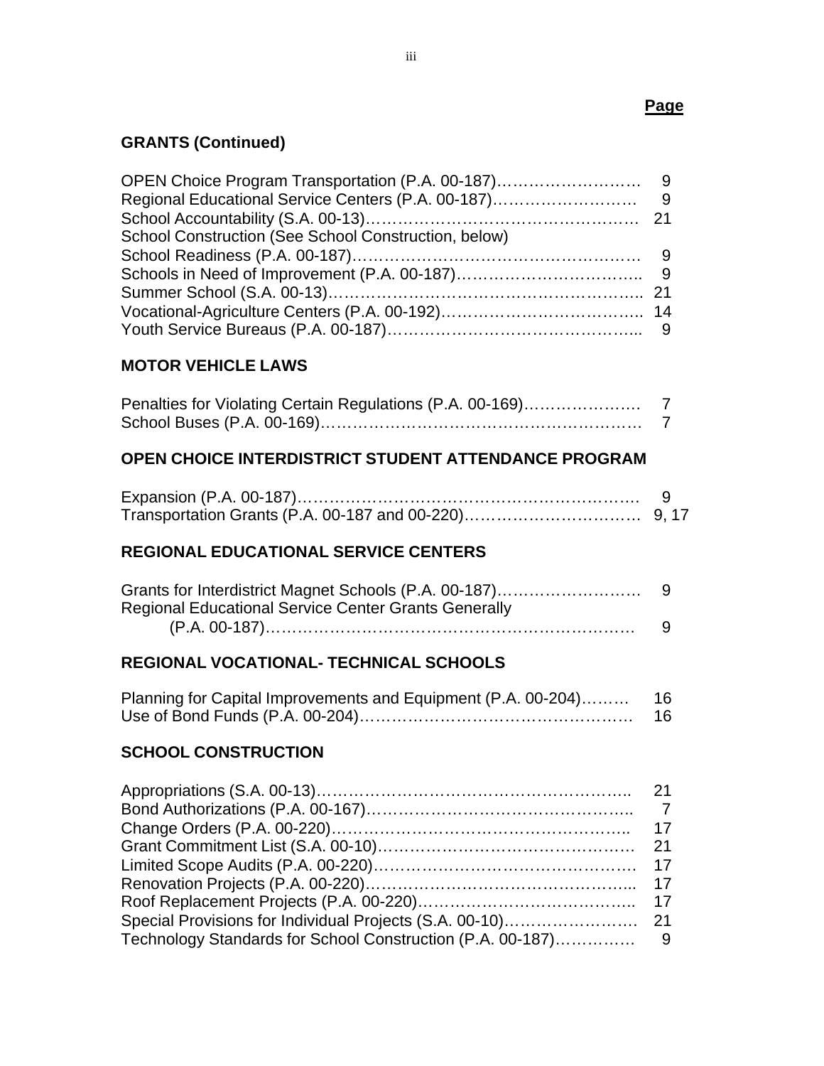**Page**

## GRANTS (Continued)

OPEN Choice Program Transportation (P.A. 00-187)……………………… 9
Regional Educational Service Centers (P.A. 00-187)……………………… 9
School Accountability (S.A. 00-13)…………………………………………… 21
School Construction (See School Construction, below)
School Readiness (P.A. 00-187)……………………………………………… 9
Schools in Need of Improvement (P.A. 00-187)…………………………….. 9
Summer School (S.A. 00-13)………………………………………………….. 21
Vocational-Agriculture Centers (P.A. 00-192)……………………………….. 14
Youth Service Bureaus (P.A. 00-187)………………………………………... 9

## MOTOR VEHICLE LAWS

Penalties for Violating Certain Regulations (P.A. 00-169)…………………. 7
School Buses (P.A. 00-169)…………………………………………………. 7

## OPEN CHOICE INTERDISTRICT STUDENT ATTENDANCE PROGRAM

Expansion (P.A. 00-187)…………………………………………………….. 9
Transportation Grants (P.A. 00-187 and 00-220)…………………………… 9, 17

## REGIONAL EDUCATIONAL SERVICE CENTERS

Grants for Interdistrict Magnet Schools (P.A. 00-187)………………………. 9
Regional Educational Service Center Grants Generally
(P.A. 00-187)…………………………………………………………… 9

## REGIONAL VOCATIONAL- TECHNICAL SCHOOLS

Planning for Capital Improvements and Equipment (P.A. 00-204)……… 16
Use of Bond Funds (P.A. 00-204)…………………………………………… 16

## SCHOOL CONSTRUCTION

Appropriations (S.A. 00-13)………………………………………………….. 21
Bond Authorizations (P.A. 00-167)………………………………………….. 7
Change Orders (P.A. 00-220)……………………………………………….. 17
Grant Commitment List (S.A. 00-10)……………………………………….. 21
Limited Scope Audits (P.A. 00-220)………………………………………… 17
Renovation Projects (P.A. 00-220)………………………………………….. 17
Roof Replacement Projects (P.A. 00-220)…………………………………. 17
Special Provisions for Individual Projects (S.A. 00-10)……………………. 21
Technology Standards for School Construction (P.A. 00-187)…………… 9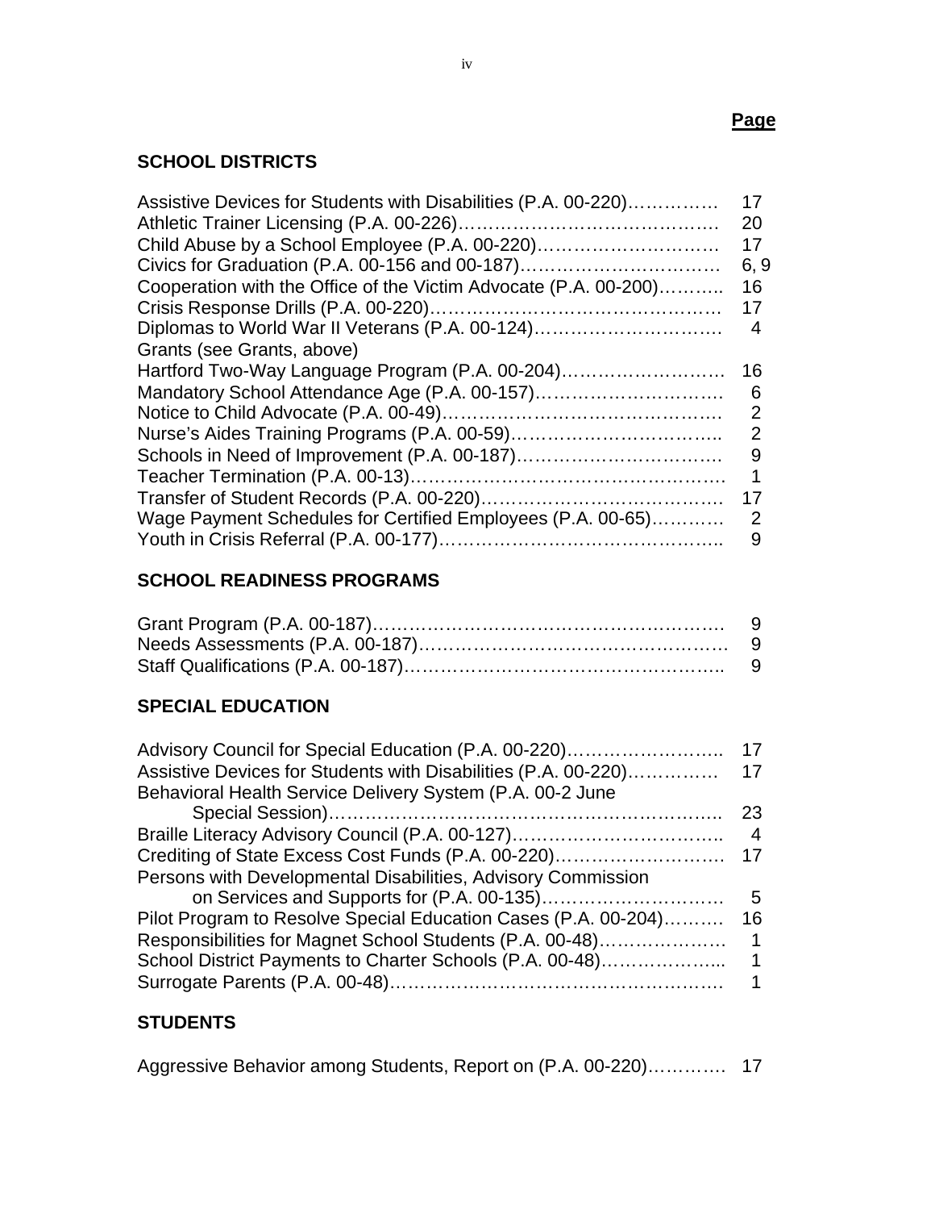**Page**

## SCHOOL DISTRICTS

| | |
|---|---|
| Assistive Devices for Students with Disabilities (P.A. 00-220) | 17 |
| Athletic Trainer Licensing (P.A. 00-226) | 20 |
| Child Abuse by a School Employee (P.A. 00-220) | 17 |
| Civics for Graduation (P.A. 00-156 and 00-187) | 6, 9 |
| Cooperation with the Office of the Victim Advocate (P.A. 00-200) | 16 |
| Crisis Response Drills (P.A. 00-220) | 17 |
| Diplomas to World War II Veterans (P.A. 00-124) | 4 |
| Grants (see Grants, above) | |
| Hartford Two-Way Language Program (P.A. 00-204) | 16 |
| Mandatory School Attendance Age (P.A. 00-157) | 6 |
| Notice to Child Advocate (P.A. 00-49) | 2 |
| Nurse's Aides Training Programs (P.A. 00-59) | 2 |
| Schools in Need of Improvement (P.A. 00-187) | 9 |
| Teacher Termination (P.A. 00-13) | 1 |
| Transfer of Student Records (P.A. 00-220) | 17 |
| Wage Payment Schedules for Certified Employees (P.A. 00-65) | 2 |
| Youth in Crisis Referral (P.A. 00-177) | 9 |

## SCHOOL READINESS PROGRAMS

| | |
|---|---|
| Grant Program (P.A. 00-187) | 9 |
| Needs Assessments (P.A. 00-187) | 9 |
| Staff Qualifications (P.A. 00-187) | 9 |

## SPECIAL EDUCATION

| | |
|---|---|
| Advisory Council for Special Education (P.A. 00-220) | 17 |
| Assistive Devices for Students with Disabilities (P.A. 00-220) | 17 |
| Behavioral Health Service Delivery System (P.A. 00-2 June Special Session) | 23 |
| Braille Literacy Advisory Council (P.A. 00-127) | 4 |
| Crediting of State Excess Cost Funds (P.A. 00-220) | 17 |
| Persons with Developmental Disabilities, Advisory Commission on Services and Supports for (P.A. 00-135) | 5 |
| Pilot Program to Resolve Special Education Cases (P.A. 00-204) | 16 |
| Responsibilities for Magnet School Students (P.A. 00-48) | 1 |
| School District Payments to Charter Schools (P.A. 00-48) | 1 |
| Surrogate Parents (P.A. 00-48) | 1 |

## STUDENTS

| | |
|---|---|
| Aggressive Behavior among Students, Report on (P.A. 00-220) | 17 |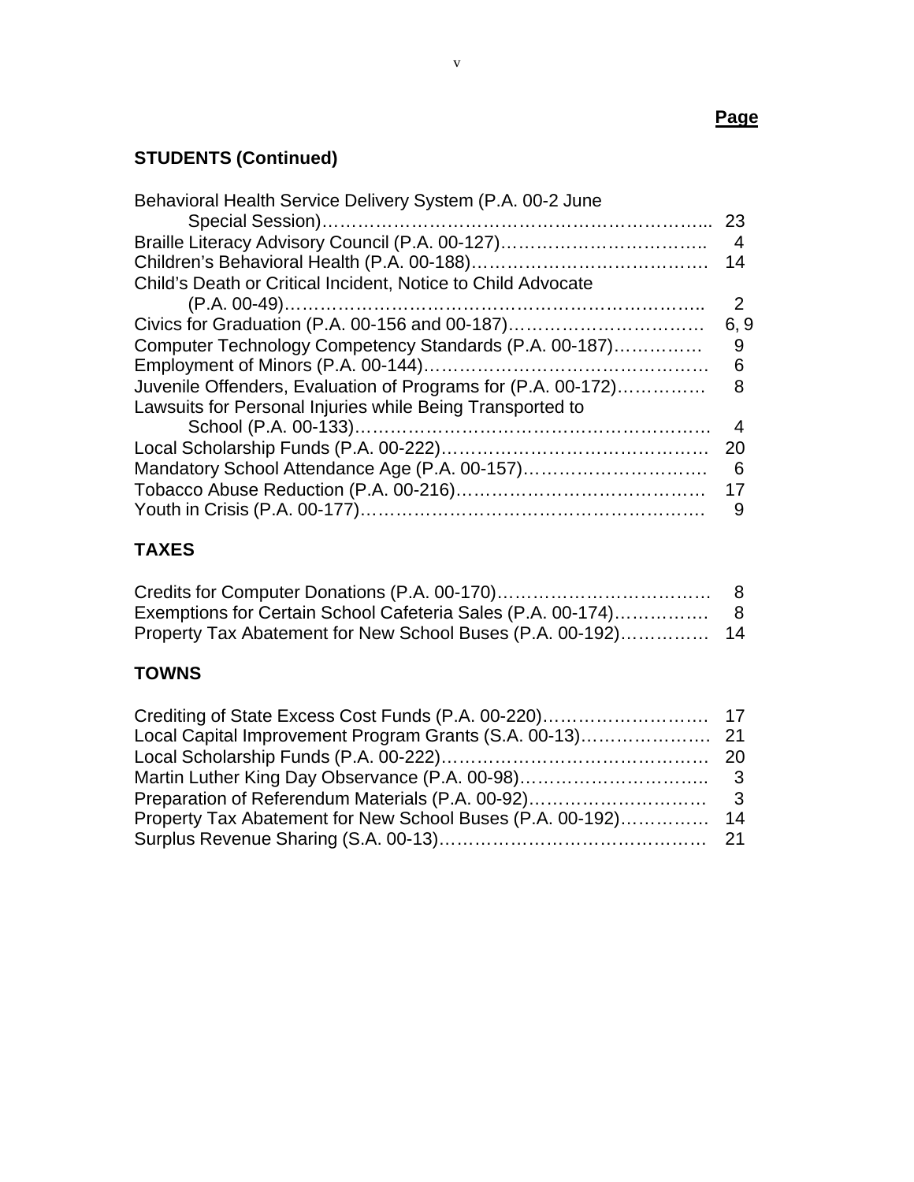**Page**

## STUDENTS (Continued)

| | |
|---|---|
| Behavioral Health Service Delivery System (P.A. 00-2 June Special Session) | 23 |
| Braille Literacy Advisory Council (P.A. 00-127) | 4 |
| Children's Behavioral Health (P.A. 00-188) | 14 |
| Child's Death or Critical Incident, Notice to Child Advocate (P.A. 00-49) | 2 |
| Civics for Graduation (P.A. 00-156 and 00-187) | 6, 9 |
| Computer Technology Competency Standards (P.A. 00-187) | 9 |
| Employment of Minors (P.A. 00-144) | 6 |
| Juvenile Offenders, Evaluation of Programs for (P.A. 00-172) | 8 |
| Lawsuits for Personal Injuries while Being Transported to School (P.A. 00-133) | 4 |
| Local Scholarship Funds (P.A. 00-222) | 20 |
| Mandatory School Attendance Age (P.A. 00-157) | 6 |
| Tobacco Abuse Reduction (P.A. 00-216) | 17 |
| Youth in Crisis (P.A. 00-177) | 9 |

## TAXES

| | |
|---|---|
| Credits for Computer Donations (P.A. 00-170) | 8 |
| Exemptions for Certain School Cafeteria Sales (P.A. 00-174) | 8 |
| Property Tax Abatement for New School Buses (P.A. 00-192) | 14 |

## TOWNS

| | |
|---|---|
| Crediting of State Excess Cost Funds (P.A. 00-220) | 17 |
| Local Capital Improvement Program Grants (S.A. 00-13) | 21 |
| Local Scholarship Funds (P.A. 00-222) | 20 |
| Martin Luther King Day Observance (P.A. 00-98) | 3 |
| Preparation of Referendum Materials (P.A. 00-92) | 3 |
| Property Tax Abatement for New School Buses (P.A. 00-192) | 14 |
| Surplus Revenue Sharing (S.A. 00-13) | 21 |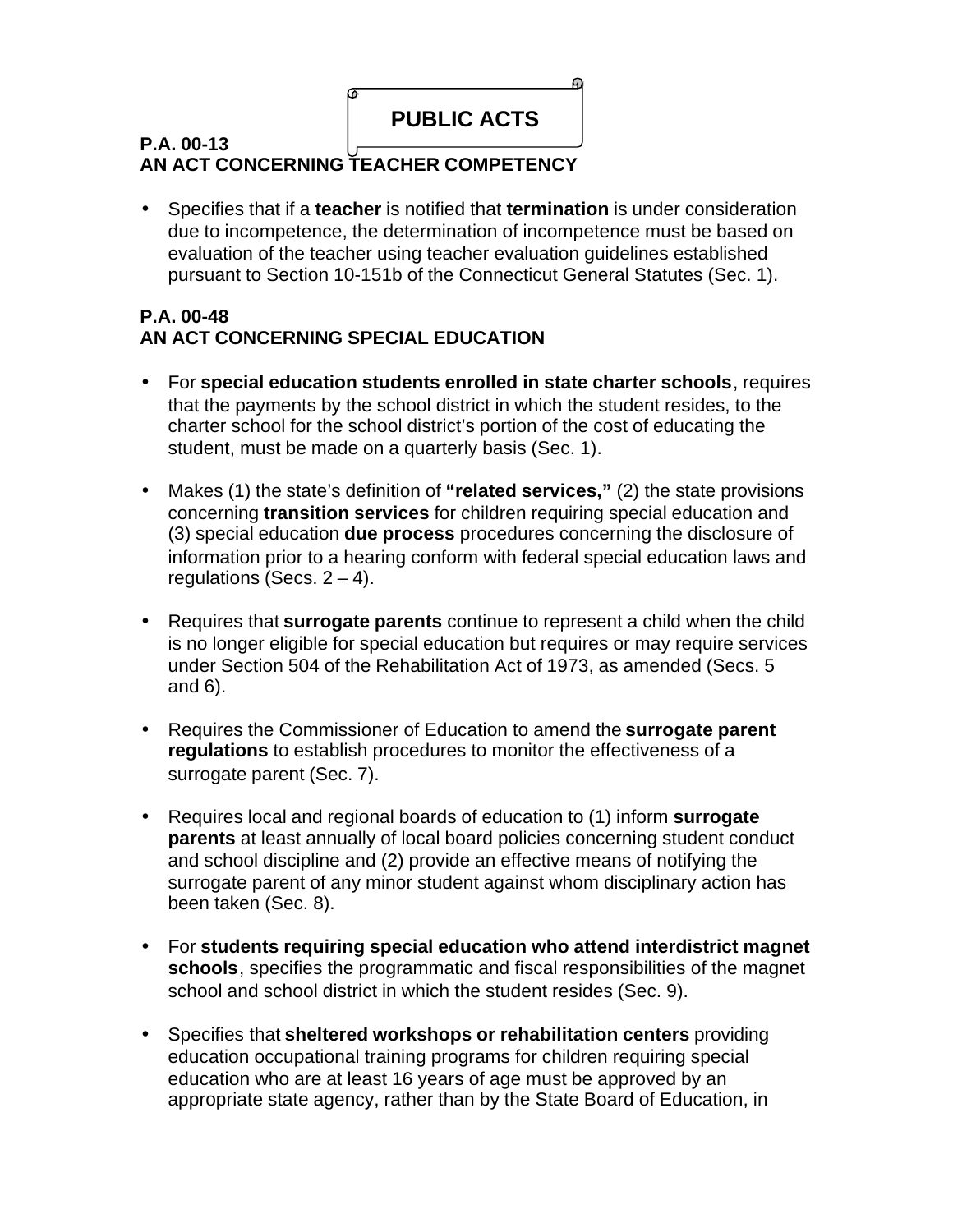# PUBLIC ACTS

**P.A. 00-13**
**AN ACT CONCERNING TEACHER COMPETENCY**

- Specifies that if a **teacher** is notified that **termination** is under consideration due to incompetence, the determination of incompetence must be based on evaluation of the teacher using teacher evaluation guidelines established pursuant to Section 10-151b of the Connecticut General Statutes (Sec. 1).

**P.A. 00-48**
**AN ACT CONCERNING SPECIAL EDUCATION**

- For **special education students enrolled in state charter schools**, requires that the payments by the school district in which the student resides, to the charter school for the school district's portion of the cost of educating the student, must be made on a quarterly basis (Sec. 1).

- Makes (1) the state's definition of **"related services,"** (2) the state provisions concerning **transition services** for children requiring special education and (3) special education **due process** procedures concerning the disclosure of information prior to a hearing conform with federal special education laws and regulations (Secs. 2 – 4).

- Requires that **surrogate parents** continue to represent a child when the child is no longer eligible for special education but requires or may require services under Section 504 of the Rehabilitation Act of 1973, as amended (Secs. 5 and 6).

- Requires the Commissioner of Education to amend the **surrogate parent regulations** to establish procedures to monitor the effectiveness of a surrogate parent (Sec. 7).

- Requires local and regional boards of education to (1) inform **surrogate parents** at least annually of local board policies concerning student conduct and school discipline and (2) provide an effective means of notifying the surrogate parent of any minor student against whom disciplinary action has been taken (Sec. 8).

- For **students requiring special education who attend interdistrict magnet schools**, specifies the programmatic and fiscal responsibilities of the magnet school and school district in which the student resides (Sec. 9).

- Specifies that **sheltered workshops or rehabilitation centers** providing education occupational training programs for children requiring special education who are at least 16 years of age must be approved by an appropriate state agency, rather than by the State Board of Education, in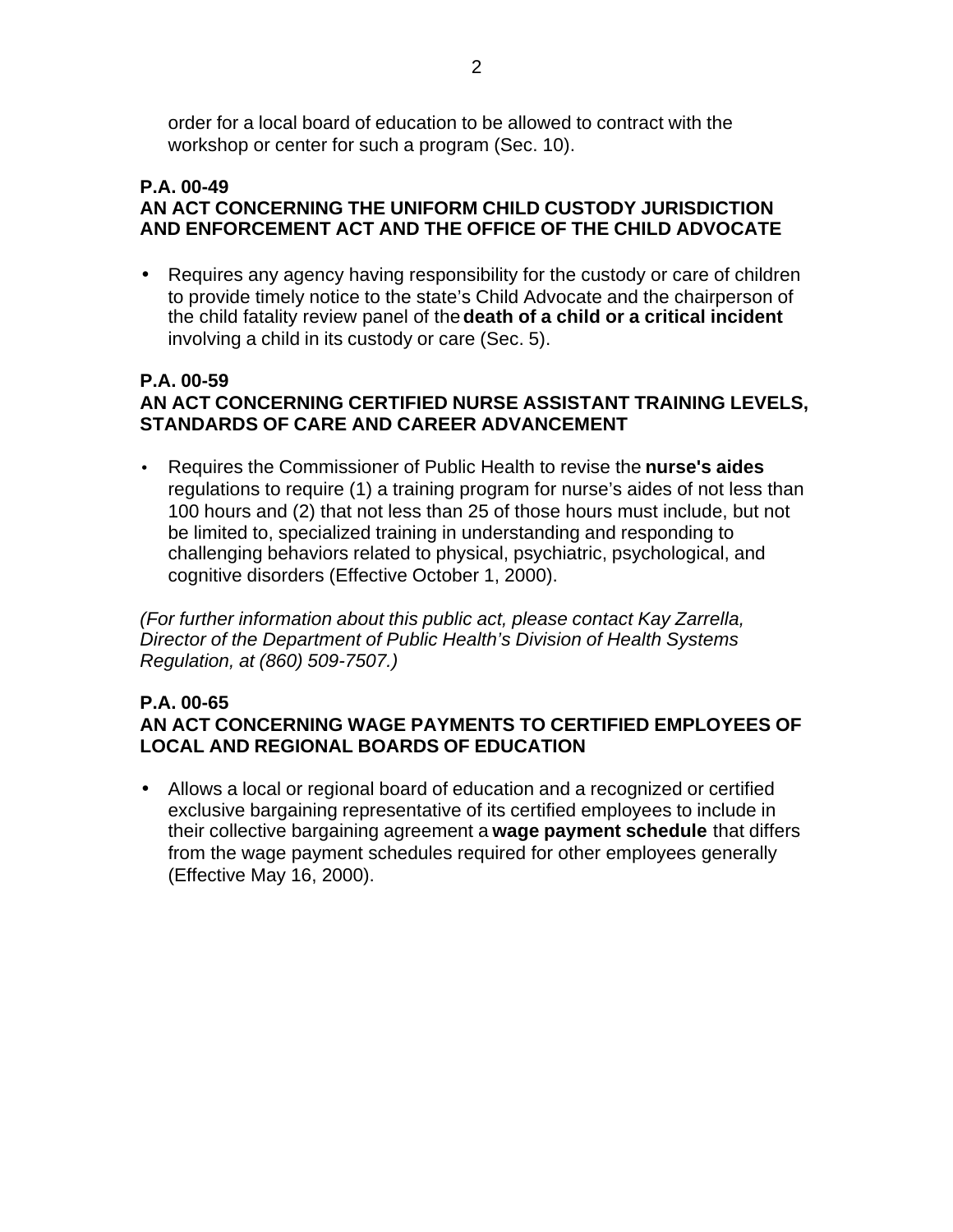order for a local board of education to be allowed to contract with the workshop or center for such a program (Sec. 10).

**P.A. 00-49**
**AN ACT CONCERNING THE UNIFORM CHILD CUSTODY JURISDICTION AND ENFORCEMENT ACT AND THE OFFICE OF THE CHILD ADVOCATE**

- Requires any agency having responsibility for the custody or care of children to provide timely notice to the state's Child Advocate and the chairperson of the child fatality review panel of the **death of a child or a critical incident** involving a child in its custody or care (Sec. 5).

**P.A. 00-59**
**AN ACT CONCERNING CERTIFIED NURSE ASSISTANT TRAINING LEVELS, STANDARDS OF CARE AND CAREER ADVANCEMENT**

- Requires the Commissioner of Public Health to revise the **nurse's aides** regulations to require (1) a training program for nurse's aides of not less than 100 hours and (2) that not less than 25 of those hours must include, but not be limited to, specialized training in understanding and responding to challenging behaviors related to physical, psychiatric, psychological, and cognitive disorders (Effective October 1, 2000).

*(For further information about this public act, please contact Kay Zarrella, Director of the Department of Public Health's Division of Health Systems Regulation, at (860) 509-7507.)*

**P.A. 00-65**
**AN ACT CONCERNING WAGE PAYMENTS TO CERTIFIED EMPLOYEES OF LOCAL AND REGIONAL BOARDS OF EDUCATION**

- Allows a local or regional board of education and a recognized or certified exclusive bargaining representative of its certified employees to include in their collective bargaining agreement a **wage payment schedule** that differs from the wage payment schedules required for other employees generally (Effective May 16, 2000).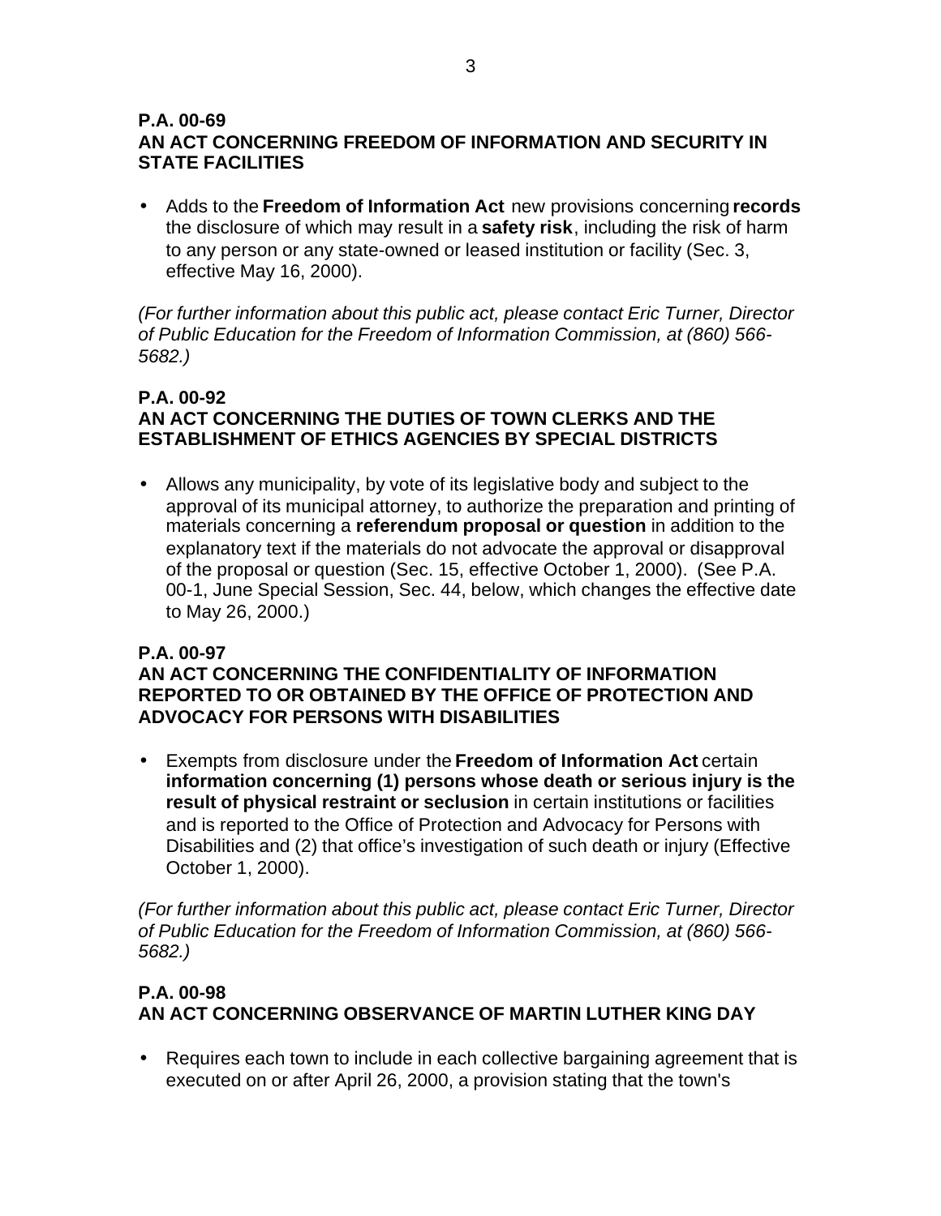**P.A. 00-69**
**AN ACT CONCERNING FREEDOM OF INFORMATION AND SECURITY IN STATE FACILITIES**

- Adds to the **Freedom of Information Act** new provisions concerning **records** the disclosure of which may result in a **safety risk**, including the risk of harm to any person or any state-owned or leased institution or facility (Sec. 3, effective May 16, 2000).

*(For further information about this public act, please contact Eric Turner, Director of Public Education for the Freedom of Information Commission, at (860) 566-5682.)*

**P.A. 00-92**
**AN ACT CONCERNING THE DUTIES OF TOWN CLERKS AND THE ESTABLISHMENT OF ETHICS AGENCIES BY SPECIAL DISTRICTS**

- Allows any municipality, by vote of its legislative body and subject to the approval of its municipal attorney, to authorize the preparation and printing of materials concerning a **referendum proposal or question** in addition to the explanatory text if the materials do not advocate the approval or disapproval of the proposal or question (Sec. 15, effective October 1, 2000). (See P.A. 00-1, June Special Session, Sec. 44, below, which changes the effective date to May 26, 2000.)

**P.A. 00-97**
**AN ACT CONCERNING THE CONFIDENTIALITY OF INFORMATION REPORTED TO OR OBTAINED BY THE OFFICE OF PROTECTION AND ADVOCACY FOR PERSONS WITH DISABILITIES**

- Exempts from disclosure under the **Freedom of Information Act** certain **information concerning (1) persons whose death or serious injury is the result of physical restraint or seclusion** in certain institutions or facilities and is reported to the Office of Protection and Advocacy for Persons with Disabilities and (2) that office's investigation of such death or injury (Effective October 1, 2000).

*(For further information about this public act, please contact Eric Turner, Director of Public Education for the Freedom of Information Commission, at (860) 566-5682.)*

**P.A. 00-98**
**AN ACT CONCERNING OBSERVANCE OF MARTIN LUTHER KING DAY**

- Requires each town to include in each collective bargaining agreement that is executed on or after April 26, 2000, a provision stating that the town's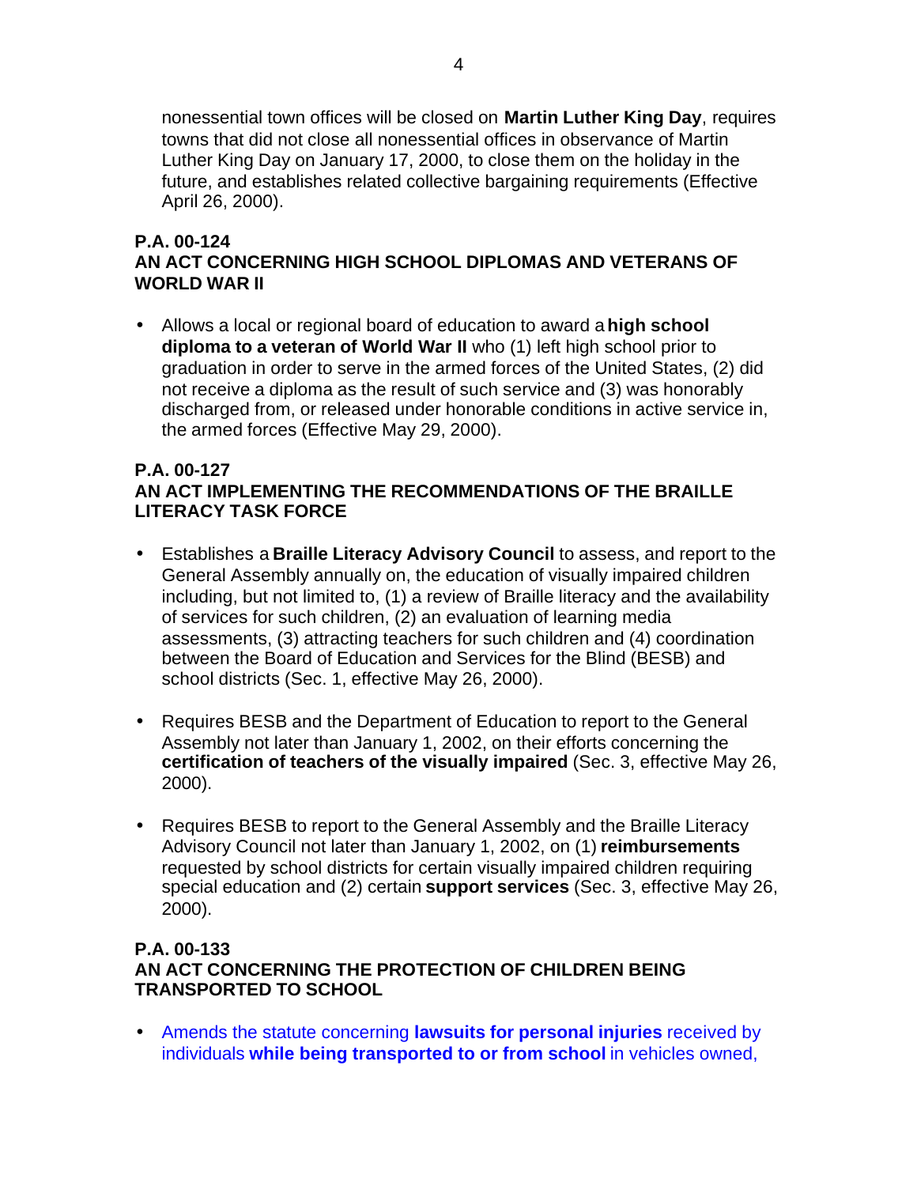nonessential town offices will be closed on **Martin Luther King Day**, requires towns that did not close all nonessential offices in observance of Martin Luther King Day on January 17, 2000, to close them on the holiday in the future, and establishes related collective bargaining requirements (Effective April 26, 2000).

### P.A. 00-124
### AN ACT CONCERNING HIGH SCHOOL DIPLOMAS AND VETERANS OF WORLD WAR II

- Allows a local or regional board of education to award a **high school diploma to a veteran of World War II** who (1) left high school prior to graduation in order to serve in the armed forces of the United States, (2) did not receive a diploma as the result of such service and (3) was honorably discharged from, or released under honorable conditions in active service in, the armed forces (Effective May 29, 2000).

### P.A. 00-127
### AN ACT IMPLEMENTING THE RECOMMENDATIONS OF THE BRAILLE LITERACY TASK FORCE

- Establishes a **Braille Literacy Advisory Council** to assess, and report to the General Assembly annually on, the education of visually impaired children including, but not limited to, (1) a review of Braille literacy and the availability of services for such children, (2) an evaluation of learning media assessments, (3) attracting teachers for such children and (4) coordination between the Board of Education and Services for the Blind (BESB) and school districts (Sec. 1, effective May 26, 2000).

- Requires BESB and the Department of Education to report to the General Assembly not later than January 1, 2002, on their efforts concerning the **certification of teachers of the visually impaired** (Sec. 3, effective May 26, 2000).

- Requires BESB to report to the General Assembly and the Braille Literacy Advisory Council not later than January 1, 2002, on (1) **reimbursements** requested by school districts for certain visually impaired children requiring special education and (2) certain **support services** (Sec. 3, effective May 26, 2000).

### P.A. 00-133
### AN ACT CONCERNING THE PROTECTION OF CHILDREN BEING TRANSPORTED TO SCHOOL

- Amends the statute concerning **lawsuits for personal injuries** received by individuals **while being transported to or from school** in vehicles owned,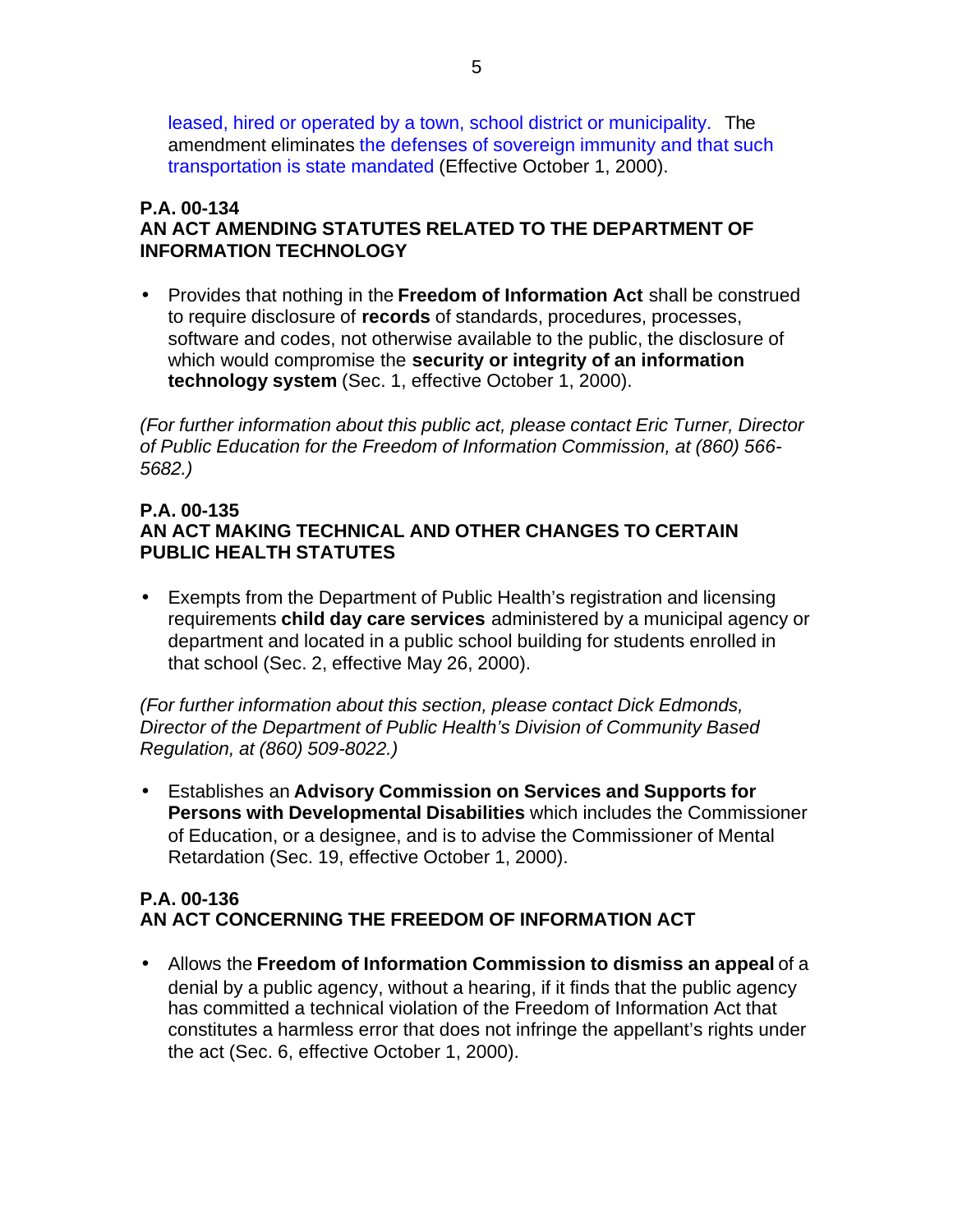leased, hired or operated by a town, school district or municipality. The amendment eliminates the defenses of sovereign immunity and that such transportation is state mandated (Effective October 1, 2000).

**P.A. 00-134**
**AN ACT AMENDING STATUTES RELATED TO THE DEPARTMENT OF INFORMATION TECHNOLOGY**

- Provides that nothing in the **Freedom of Information Act** shall be construed to require disclosure of **records** of standards, procedures, processes, software and codes, not otherwise available to the public, the disclosure of which would compromise the **security or integrity of an information technology system** (Sec. 1, effective October 1, 2000).

*(For further information about this public act, please contact Eric Turner, Director of Public Education for the Freedom of Information Commission, at (860) 566-5682.)*

**P.A. 00-135**
**AN ACT MAKING TECHNICAL AND OTHER CHANGES TO CERTAIN PUBLIC HEALTH STATUTES**

- Exempts from the Department of Public Health's registration and licensing requirements **child day care services** administered by a municipal agency or department and located in a public school building for students enrolled in that school (Sec. 2, effective May 26, 2000).

*(For further information about this section, please contact Dick Edmonds, Director of the Department of Public Health's Division of Community Based Regulation, at (860) 509-8022.)*

- Establishes an **Advisory Commission on Services and Supports for Persons with Developmental Disabilities** which includes the Commissioner of Education, or a designee, and is to advise the Commissioner of Mental Retardation (Sec. 19, effective October 1, 2000).

**P.A. 00-136**
**AN ACT CONCERNING THE FREEDOM OF INFORMATION ACT**

- Allows the **Freedom of Information Commission to dismiss an appeal** of a denial by a public agency, without a hearing, if it finds that the public agency has committed a technical violation of the Freedom of Information Act that constitutes a harmless error that does not infringe the appellant's rights under the act (Sec. 6, effective October 1, 2000).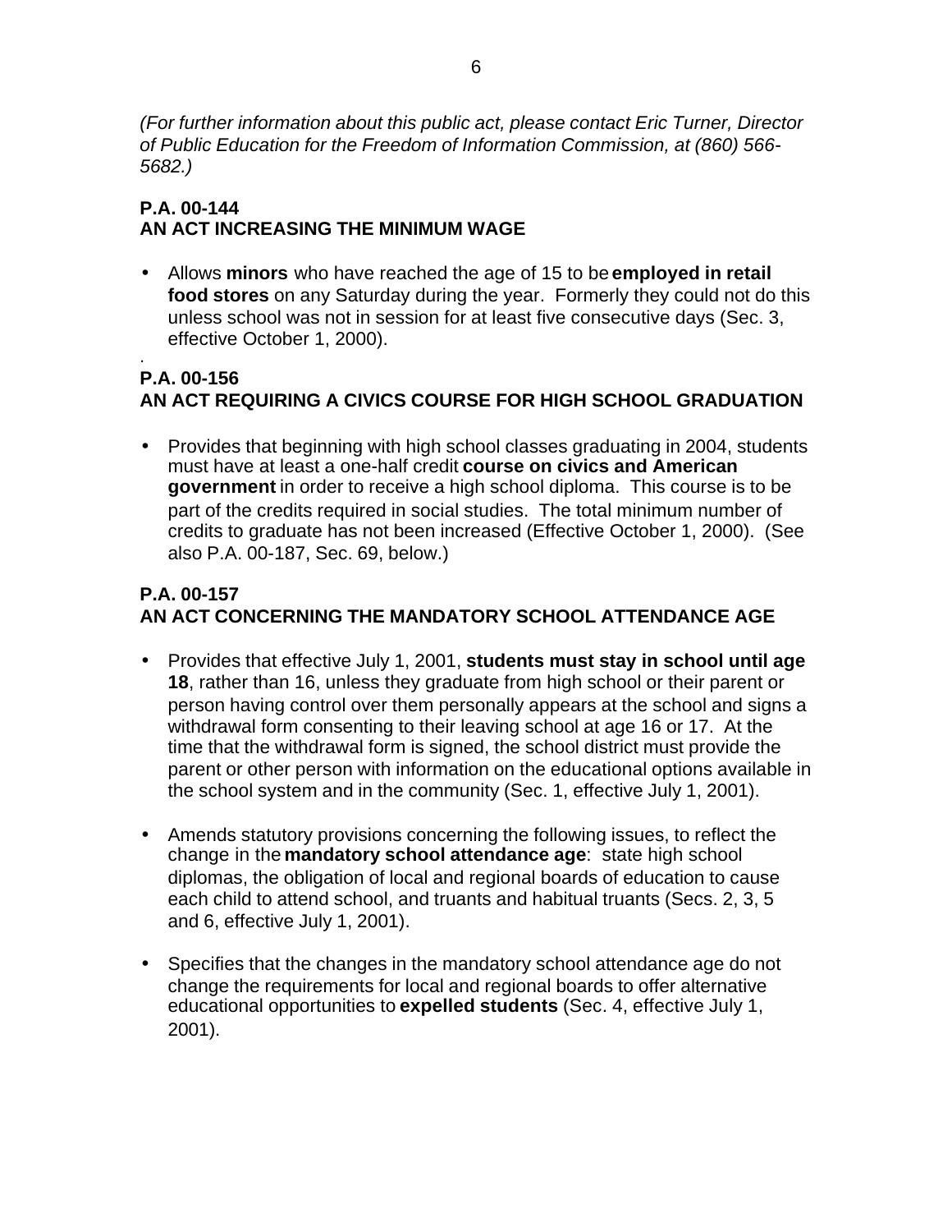*(For further information about this public act, please contact Eric Turner, Director of Public Education for the Freedom of Information Commission, at (860) 566-5682.)*

**P.A. 00-144**
**AN ACT INCREASING THE MINIMUM WAGE**

- Allows **minors** who have reached the age of 15 to be **employed in retail food stores** on any Saturday during the year. Formerly they could not do this unless school was not in session for at least five consecutive days (Sec. 3, effective October 1, 2000).

.

**P.A. 00-156**
**AN ACT REQUIRING A CIVICS COURSE FOR HIGH SCHOOL GRADUATION**

- Provides that beginning with high school classes graduating in 2004, students must have at least a one-half credit **course on civics and American government** in order to receive a high school diploma. This course is to be part of the credits required in social studies. The total minimum number of credits to graduate has not been increased (Effective October 1, 2000). (See also P.A. 00-187, Sec. 69, below.)

**P.A. 00-157**
**AN ACT CONCERNING THE MANDATORY SCHOOL ATTENDANCE AGE**

- Provides that effective July 1, 2001, **students must stay in school until age 18**, rather than 16, unless they graduate from high school or their parent or person having control over them personally appears at the school and signs a withdrawal form consenting to their leaving school at age 16 or 17. At the time that the withdrawal form is signed, the school district must provide the parent or other person with information on the educational options available in the school system and in the community (Sec. 1, effective July 1, 2001).

- Amends statutory provisions concerning the following issues, to reflect the change in the **mandatory school attendance age**: state high school diplomas, the obligation of local and regional boards of education to cause each child to attend school, and truants and habitual truants (Secs. 2, 3, 5 and 6, effective July 1, 2001).

- Specifies that the changes in the mandatory school attendance age do not change the requirements for local and regional boards to offer alternative educational opportunities to **expelled students** (Sec. 4, effective July 1, 2001).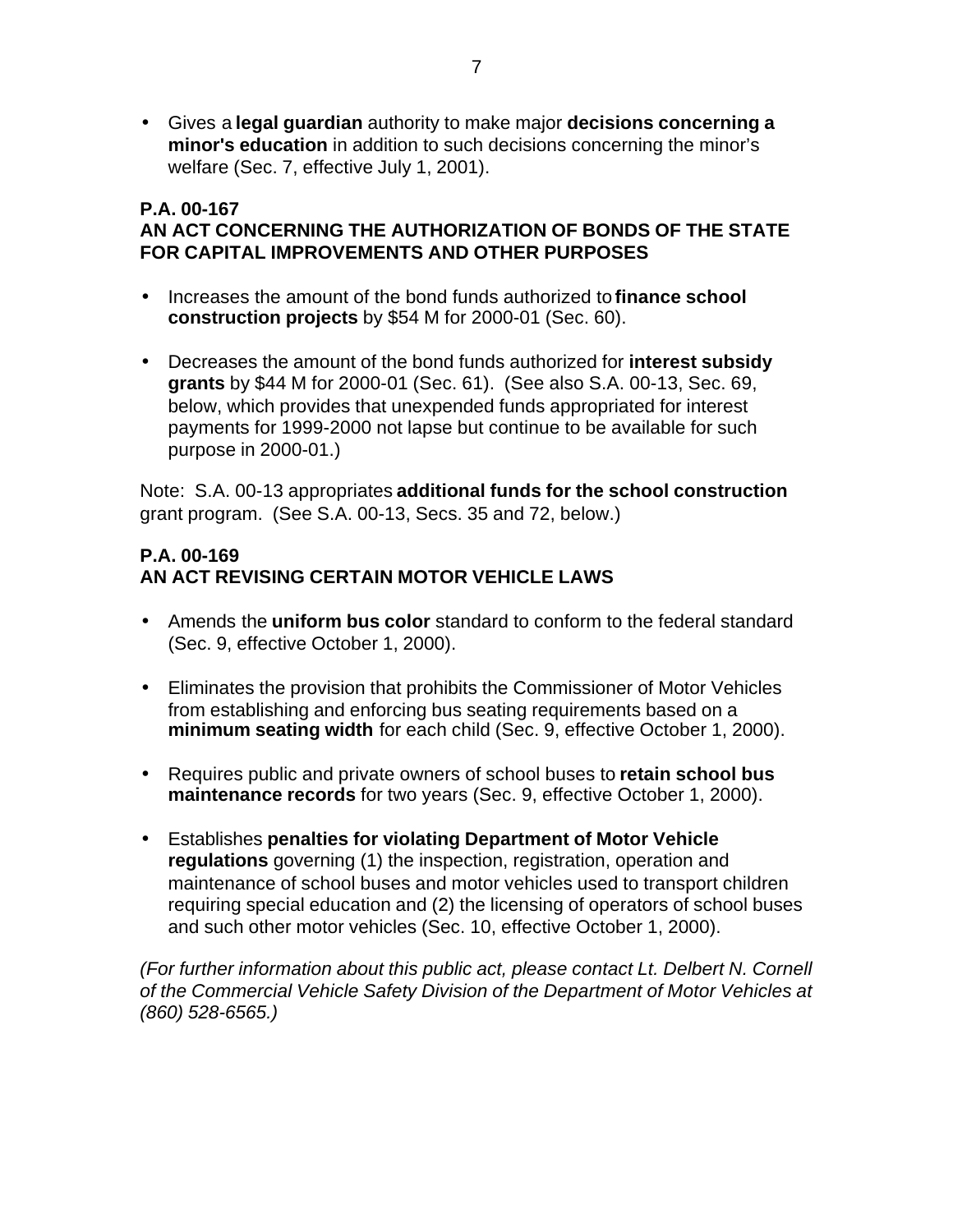- Gives a **legal guardian** authority to make major **decisions concerning a minor's education** in addition to such decisions concerning the minor's welfare (Sec. 7, effective July 1, 2001).

**P.A. 00-167**
**AN ACT CONCERNING THE AUTHORIZATION OF BONDS OF THE STATE FOR CAPITAL IMPROVEMENTS AND OTHER PURPOSES**

- Increases the amount of the bond funds authorized to **finance school construction projects** by $54 M for 2000-01 (Sec. 60).

- Decreases the amount of the bond funds authorized for **interest subsidy grants** by $44 M for 2000-01 (Sec. 61). (See also S.A. 00-13, Sec. 69, below, which provides that unexpended funds appropriated for interest payments for 1999-2000 not lapse but continue to be available for such purpose in 2000-01.)

Note: S.A. 00-13 appropriates **additional funds for the school construction** grant program. (See S.A. 00-13, Secs. 35 and 72, below.)

**P.A. 00-169**
**AN ACT REVISING CERTAIN MOTOR VEHICLE LAWS**

- Amends the **uniform bus color** standard to conform to the federal standard (Sec. 9, effective October 1, 2000).

- Eliminates the provision that prohibits the Commissioner of Motor Vehicles from establishing and enforcing bus seating requirements based on a **minimum seating width** for each child (Sec. 9, effective October 1, 2000).

- Requires public and private owners of school buses to **retain school bus maintenance records** for two years (Sec. 9, effective October 1, 2000).

- Establishes **penalties for violating Department of Motor Vehicle regulations** governing (1) the inspection, registration, operation and maintenance of school buses and motor vehicles used to transport children requiring special education and (2) the licensing of operators of school buses and such other motor vehicles (Sec. 10, effective October 1, 2000).

*(For further information about this public act, please contact Lt. Delbert N. Cornell of the Commercial Vehicle Safety Division of the Department of Motor Vehicles at (860) 528-6565.)*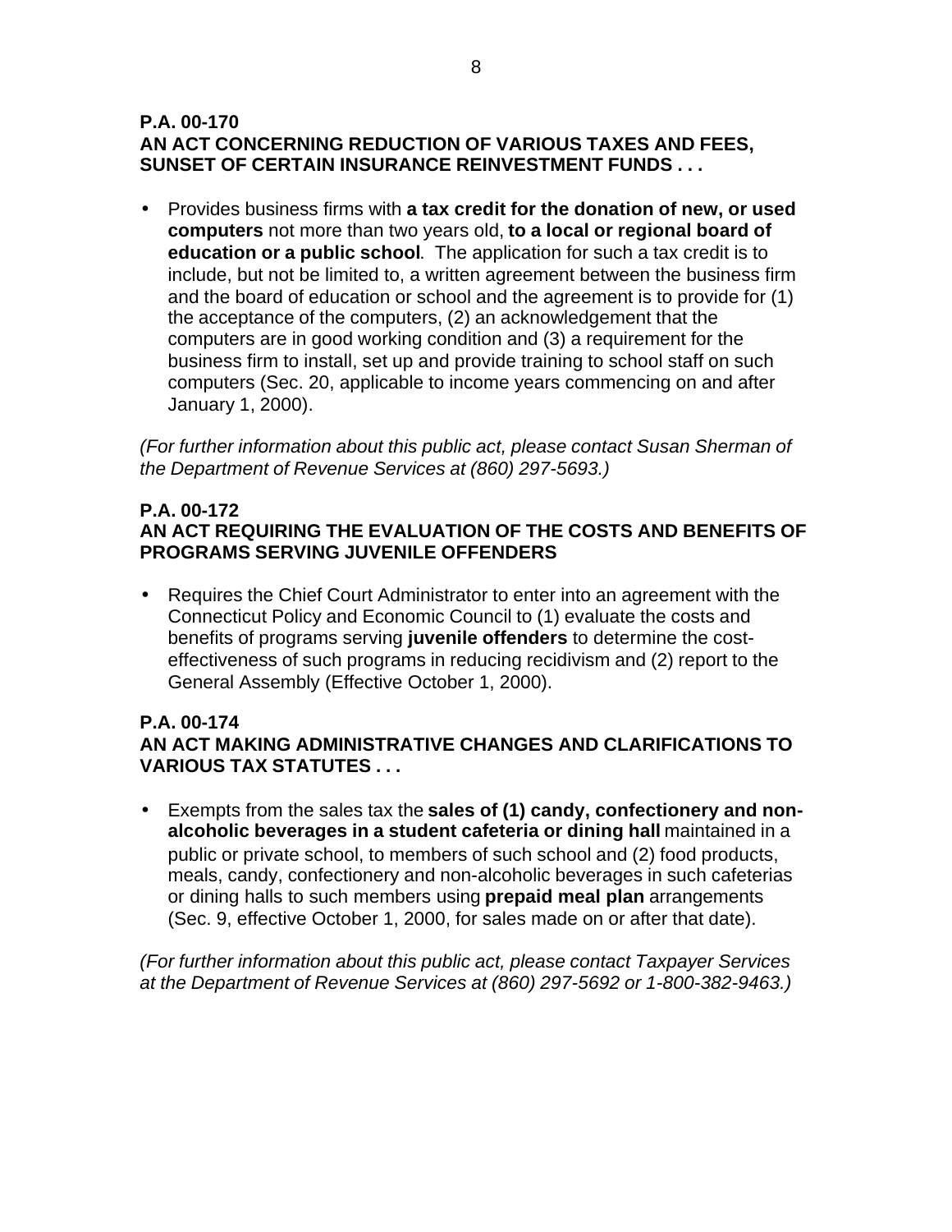**P.A. 00-170**
**AN ACT CONCERNING REDUCTION OF VARIOUS TAXES AND FEES, SUNSET OF CERTAIN INSURANCE REINVESTMENT FUNDS . . .**

- Provides business firms with **a tax credit for the donation of new, or used computers** not more than two years old, **to a local or regional board of education or a public school**. The application for such a tax credit is to include, but not be limited to, a written agreement between the business firm and the board of education or school and the agreement is to provide for (1) the acceptance of the computers, (2) an acknowledgement that the computers are in good working condition and (3) a requirement for the business firm to install, set up and provide training to school staff on such computers (Sec. 20, applicable to income years commencing on and after January 1, 2000).

*(For further information about this public act, please contact Susan Sherman of the Department of Revenue Services at (860) 297-5693.)*

**P.A. 00-172**
**AN ACT REQUIRING THE EVALUATION OF THE COSTS AND BENEFITS OF PROGRAMS SERVING JUVENILE OFFENDERS**

- Requires the Chief Court Administrator to enter into an agreement with the Connecticut Policy and Economic Council to (1) evaluate the costs and benefits of programs serving **juvenile offenders** to determine the cost-effectiveness of such programs in reducing recidivism and (2) report to the General Assembly (Effective October 1, 2000).

**P.A. 00-174**
**AN ACT MAKING ADMINISTRATIVE CHANGES AND CLARIFICATIONS TO VARIOUS TAX STATUTES . . .**

- Exempts from the sales tax the **sales of (1) candy, confectionery and non-alcoholic beverages in a student cafeteria or dining hall** maintained in a public or private school, to members of such school and (2) food products, meals, candy, confectionery and non-alcoholic beverages in such cafeterias or dining halls to such members using **prepaid meal plan** arrangements (Sec. 9, effective October 1, 2000, for sales made on or after that date).

*(For further information about this public act, please contact Taxpayer Services at the Department of Revenue Services at (860) 297-5692 or 1-800-382-9463.)*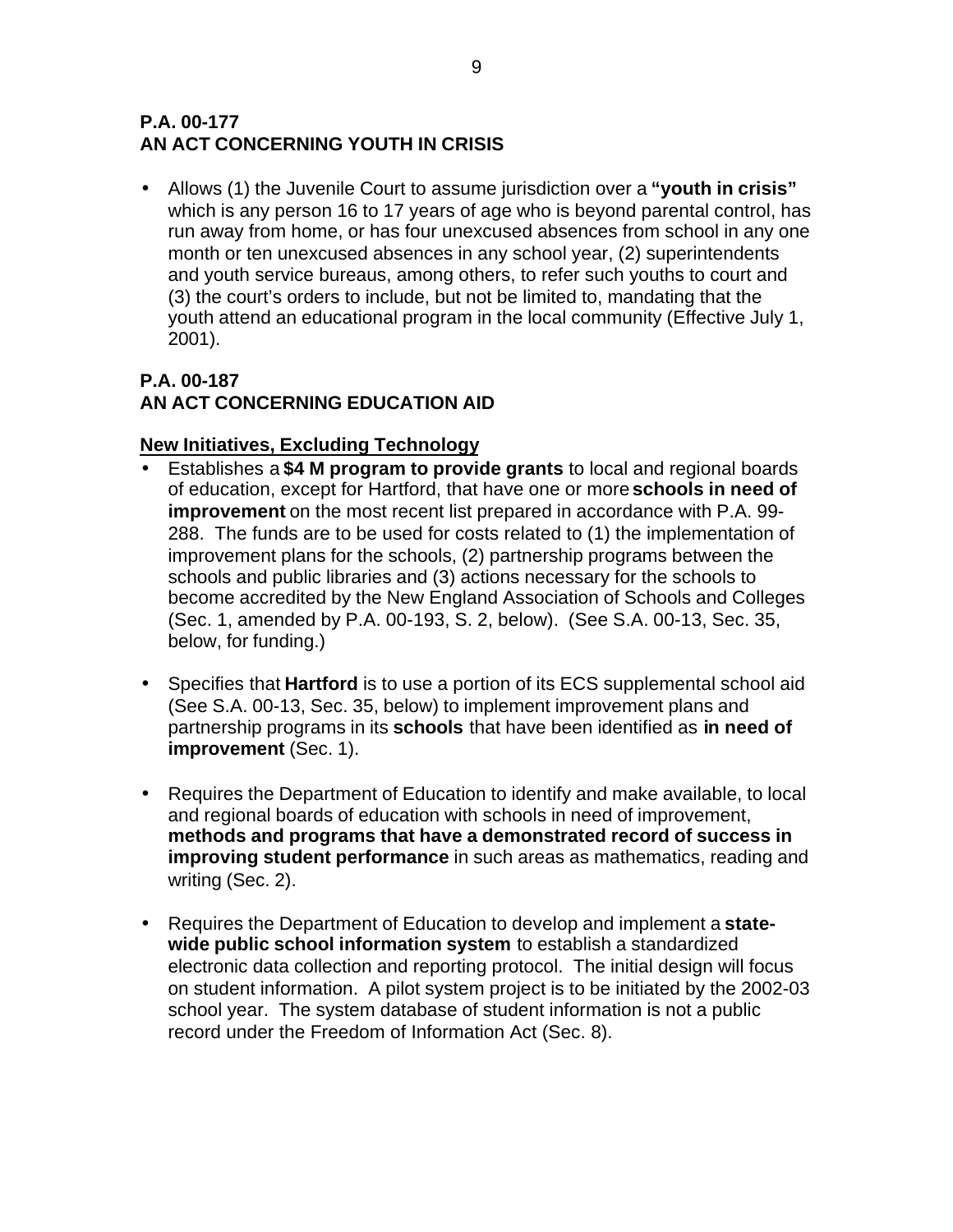**P.A. 00-177**
**AN ACT CONCERNING YOUTH IN CRISIS**

- Allows (1) the Juvenile Court to assume jurisdiction over a **"youth in crisis"** which is any person 16 to 17 years of age who is beyond parental control, has run away from home, or has four unexcused absences from school in any one month or ten unexcused absences in any school year, (2) superintendents and youth service bureaus, among others, to refer such youths to court and (3) the court's orders to include, but not be limited to, mandating that the youth attend an educational program in the local community (Effective July 1, 2001).

**P.A. 00-187**
**AN ACT CONCERNING EDUCATION AID**

**New Initiatives, Excluding Technology**

- Establishes a **$4 M program to provide grants** to local and regional boards of education, except for Hartford, that have one or more **schools in need of improvement** on the most recent list prepared in accordance with P.A. 99-288. The funds are to be used for costs related to (1) the implementation of improvement plans for the schools, (2) partnership programs between the schools and public libraries and (3) actions necessary for the schools to become accredited by the New England Association of Schools and Colleges (Sec. 1, amended by P.A. 00-193, S. 2, below). (See S.A. 00-13, Sec. 35, below, for funding.)

- Specifies that **Hartford** is to use a portion of its ECS supplemental school aid (See S.A. 00-13, Sec. 35, below) to implement improvement plans and partnership programs in its **schools** that have been identified as **in need of improvement** (Sec. 1).

- Requires the Department of Education to identify and make available, to local and regional boards of education with schools in need of improvement, **methods and programs that have a demonstrated record of success in improving student performance** in such areas as mathematics, reading and writing (Sec. 2).

- Requires the Department of Education to develop and implement a **state-wide public school information system** to establish a standardized electronic data collection and reporting protocol. The initial design will focus on student information. A pilot system project is to be initiated by the 2002-03 school year. The system database of student information is not a public record under the Freedom of Information Act (Sec. 8).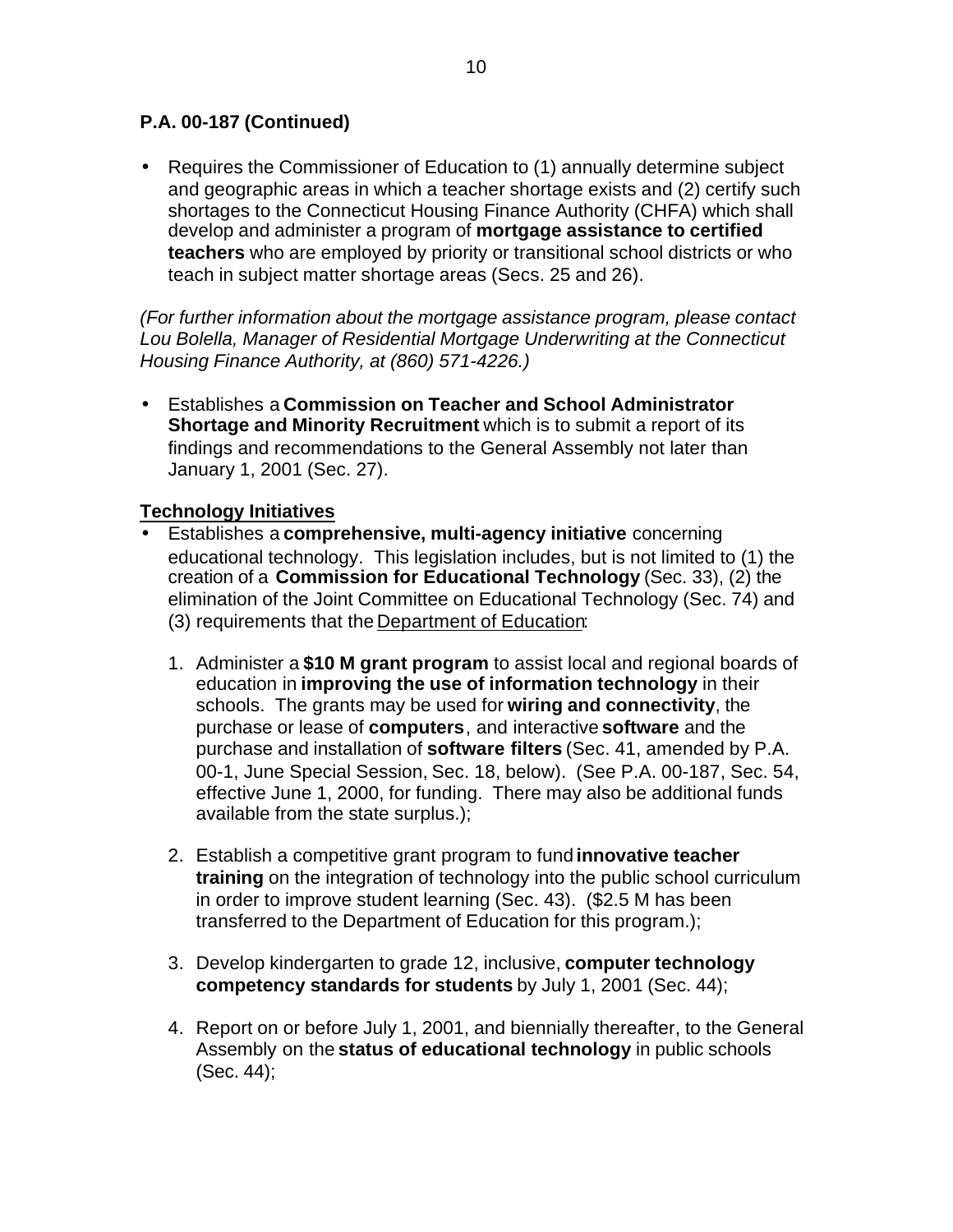**P.A. 00-187 (Continued)**

- Requires the Commissioner of Education to (1) annually determine subject and geographic areas in which a teacher shortage exists and (2) certify such shortages to the Connecticut Housing Finance Authority (CHFA) which shall develop and administer a program of **mortgage assistance to certified teachers** who are employed by priority or transitional school districts or who teach in subject matter shortage areas (Secs. 25 and 26).

*(For further information about the mortgage assistance program, please contact Lou Bolella, Manager of Residential Mortgage Underwriting at the Connecticut Housing Finance Authority, at (860) 571-4226.)*

- Establishes a **Commission on Teacher and School Administrator Shortage and Minority Recruitment** which is to submit a report of its findings and recommendations to the General Assembly not later than January 1, 2001 (Sec. 27).

**Technology Initiatives**

- Establishes a **comprehensive, multi-agency initiative** concerning educational technology. This legislation includes, but is not limited to (1) the creation of a **Commission for Educational Technology** (Sec. 33), (2) the elimination of the Joint Committee on Educational Technology (Sec. 74) and (3) requirements that the Department of Education:

  1. Administer a **$10 M grant program** to assist local and regional boards of education in **improving the use of information technology** in their schools. The grants may be used for **wiring and connectivity**, the purchase or lease of **computers**, and interactive **software** and the purchase and installation of **software filters** (Sec. 41, amended by P.A. 00-1, June Special Session, Sec. 18, below). (See P.A. 00-187, Sec. 54, effective June 1, 2000, for funding. There may also be additional funds available from the state surplus.);

  2. Establish a competitive grant program to fund **innovative teacher training** on the integration of technology into the public school curriculum in order to improve student learning (Sec. 43). ($2.5 M has been transferred to the Department of Education for this program.);

  3. Develop kindergarten to grade 12, inclusive, **computer technology competency standards for students** by July 1, 2001 (Sec. 44);

  4. Report on or before July 1, 2001, and biennially thereafter, to the General Assembly on the **status of educational technology** in public schools (Sec. 44);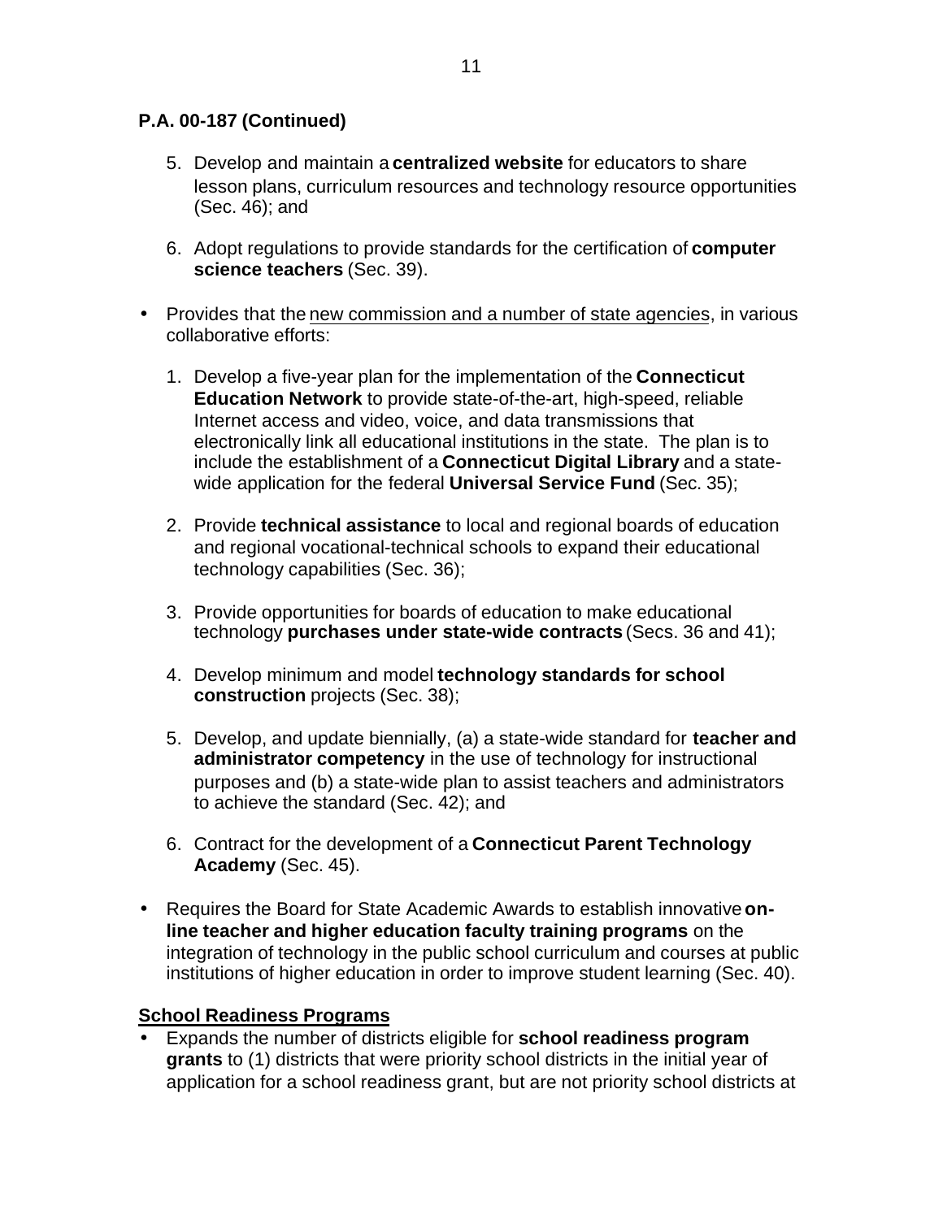**P.A. 00-187 (Continued)**

5. Develop and maintain a **centralized website** for educators to share lesson plans, curriculum resources and technology resource opportunities (Sec. 46); and

6. Adopt regulations to provide standards for the certification of **computer science teachers** (Sec. 39).

- Provides that the <u>new commission and a number of state agencies</u>, in various collaborative efforts:

    1. Develop a five-year plan for the implementation of the **Connecticut Education Network** to provide state-of-the-art, high-speed, reliable Internet access and video, voice, and data transmissions that electronically link all educational institutions in the state. The plan is to include the establishment of a **Connecticut Digital Library** and a state-wide application for the federal **Universal Service Fund** (Sec. 35);

    2. Provide **technical assistance** to local and regional boards of education and regional vocational-technical schools to expand their educational technology capabilities (Sec. 36);

    3. Provide opportunities for boards of education to make educational technology **purchases under state-wide contracts** (Secs. 36 and 41);

    4. Develop minimum and model **technology standards for school construction** projects (Sec. 38);

    5. Develop, and update biennially, (a) a state-wide standard for **teacher and administrator competency** in the use of technology for instructional purposes and (b) a state-wide plan to assist teachers and administrators to achieve the standard (Sec. 42); and

    6. Contract for the development of a **Connecticut Parent Technology Academy** (Sec. 45).

- Requires the Board for State Academic Awards to establish innovative **on-line teacher and higher education faculty training programs** on the integration of technology in the public school curriculum and courses at public institutions of higher education in order to improve student learning (Sec. 40).

**<u>School Readiness Programs</u>**

- Expands the number of districts eligible for **school readiness program grants** to (1) districts that were priority school districts in the initial year of application for a school readiness grant, but are not priority school districts at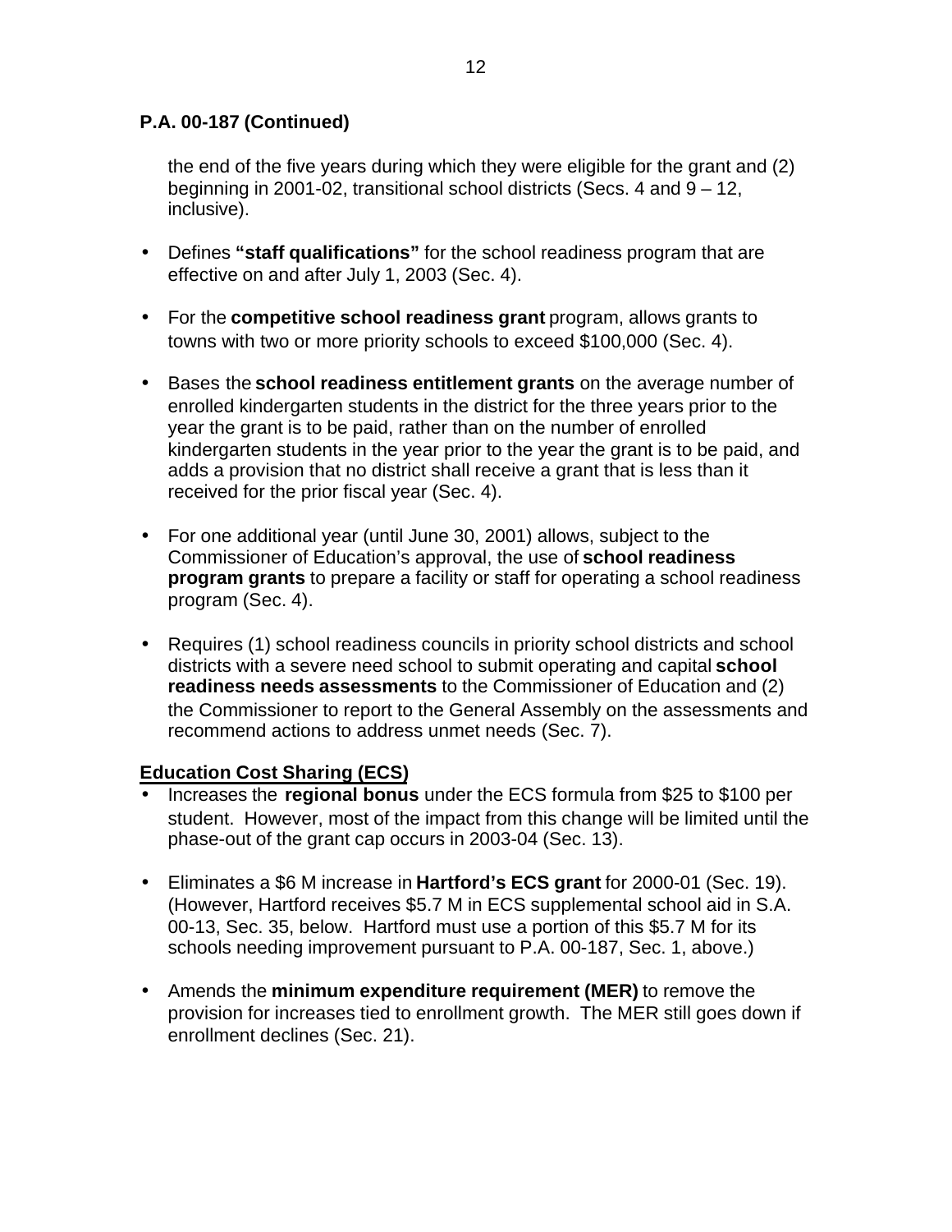**P.A. 00-187 (Continued)**

the end of the five years during which they were eligible for the grant and (2) beginning in 2001-02, transitional school districts (Secs. 4 and 9 – 12, inclusive).

- Defines **"staff qualifications"** for the school readiness program that are effective on and after July 1, 2003 (Sec. 4).

- For the **competitive school readiness grant** program, allows grants to towns with two or more priority schools to exceed $100,000 (Sec. 4).

- Bases the **school readiness entitlement grants** on the average number of enrolled kindergarten students in the district for the three years prior to the year the grant is to be paid, rather than on the number of enrolled kindergarten students in the year prior to the year the grant is to be paid, and adds a provision that no district shall receive a grant that is less than it received for the prior fiscal year (Sec. 4).

- For one additional year (until June 30, 2001) allows, subject to the Commissioner of Education's approval, the use of **school readiness program grants** to prepare a facility or staff for operating a school readiness program (Sec. 4).

- Requires (1) school readiness councils in priority school districts and school districts with a severe need school to submit operating and capital **school readiness needs assessments** to the Commissioner of Education and (2) the Commissioner to report to the General Assembly on the assessments and recommend actions to address unmet needs (Sec. 7).

**Education Cost Sharing (ECS)**

- Increases the **regional bonus** under the ECS formula from $25 to $100 per student. However, most of the impact from this change will be limited until the phase-out of the grant cap occurs in 2003-04 (Sec. 13).

- Eliminates a $6 M increase in **Hartford's ECS grant** for 2000-01 (Sec. 19). (However, Hartford receives $5.7 M in ECS supplemental school aid in S.A. 00-13, Sec. 35, below. Hartford must use a portion of this $5.7 M for its schools needing improvement pursuant to P.A. 00-187, Sec. 1, above.)

- Amends the **minimum expenditure requirement (MER)** to remove the provision for increases tied to enrollment growth. The MER still goes down if enrollment declines (Sec. 21).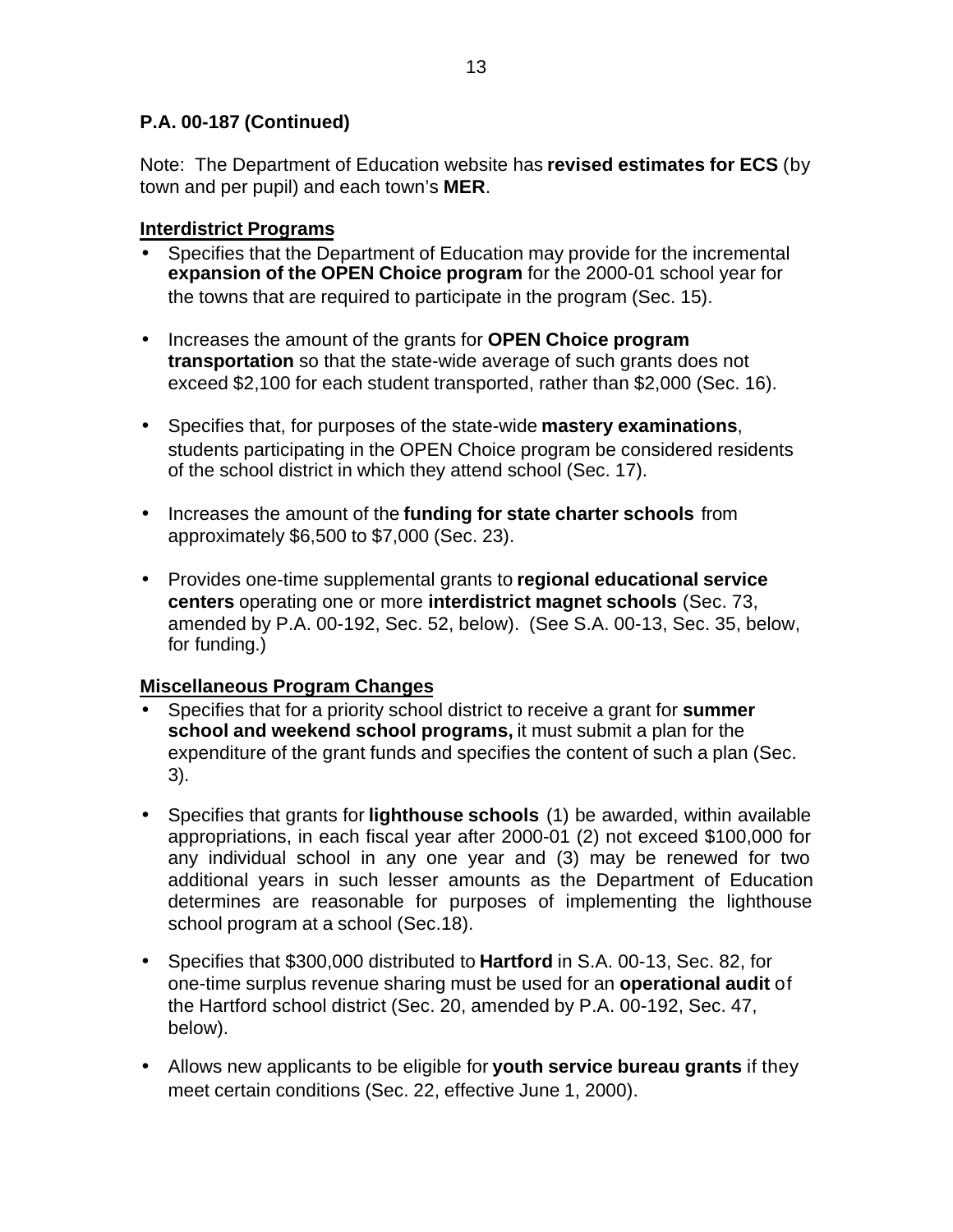**P.A. 00-187 (Continued)**

Note: The Department of Education website has **revised estimates for ECS** (by town and per pupil) and each town's **MER**.

**Interdistrict Programs**

- Specifies that the Department of Education may provide for the incremental **expansion of the OPEN Choice program** for the 2000-01 school year for the towns that are required to participate in the program (Sec. 15).
- Increases the amount of the grants for **OPEN Choice program transportation** so that the state-wide average of such grants does not exceed $2,100 for each student transported, rather than $2,000 (Sec. 16).
- Specifies that, for purposes of the state-wide **mastery examinations**, students participating in the OPEN Choice program be considered residents of the school district in which they attend school (Sec. 17).
- Increases the amount of the **funding for state charter schools** from approximately $6,500 to $7,000 (Sec. 23).
- Provides one-time supplemental grants to **regional educational service centers** operating one or more **interdistrict magnet schools** (Sec. 73, amended by P.A. 00-192, Sec. 52, below). (See S.A. 00-13, Sec. 35, below, for funding.)

**Miscellaneous Program Changes**

- Specifies that for a priority school district to receive a grant for **summer school and weekend school programs,** it must submit a plan for the expenditure of the grant funds and specifies the content of such a plan (Sec. 3).
- Specifies that grants for **lighthouse schools** (1) be awarded, within available appropriations, in each fiscal year after 2000-01 (2) not exceed $100,000 for any individual school in any one year and (3) may be renewed for two additional years in such lesser amounts as the Department of Education determines are reasonable for purposes of implementing the lighthouse school program at a school (Sec.18).
- Specifies that $300,000 distributed to **Hartford** in S.A. 00-13, Sec. 82, for one-time surplus revenue sharing must be used for an **operational audit** of the Hartford school district (Sec. 20, amended by P.A. 00-192, Sec. 47, below).
- Allows new applicants to be eligible for **youth service bureau grants** if they meet certain conditions (Sec. 22, effective June 1, 2000).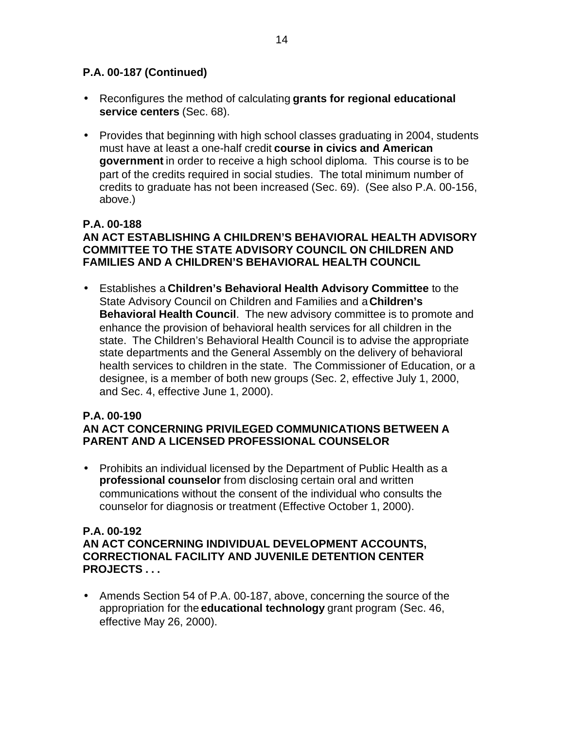**P.A. 00-187 (Continued)**

- Reconfigures the method of calculating **grants for regional educational service centers** (Sec. 68).
- Provides that beginning with high school classes graduating in 2004, students must have at least a one-half credit **course in civics and American government** in order to receive a high school diploma. This course is to be part of the credits required in social studies. The total minimum number of credits to graduate has not been increased (Sec. 69). (See also P.A. 00-156, above.)

**P.A. 00-188**
**AN ACT ESTABLISHING A CHILDREN'S BEHAVIORAL HEALTH ADVISORY COMMITTEE TO THE STATE ADVISORY COUNCIL ON CHILDREN AND FAMILIES AND A CHILDREN'S BEHAVIORAL HEALTH COUNCIL**

- Establishes a **Children's Behavioral Health Advisory Committee** to the State Advisory Council on Children and Families and a **Children's Behavioral Health Council**. The new advisory committee is to promote and enhance the provision of behavioral health services for all children in the state. The Children's Behavioral Health Council is to advise the appropriate state departments and the General Assembly on the delivery of behavioral health services to children in the state. The Commissioner of Education, or a designee, is a member of both new groups (Sec. 2, effective July 1, 2000, and Sec. 4, effective June 1, 2000).

**P.A. 00-190**
**AN ACT CONCERNING PRIVILEGED COMMUNICATIONS BETWEEN A PARENT AND A LICENSED PROFESSIONAL COUNSELOR**

- Prohibits an individual licensed by the Department of Public Health as a **professional counselor** from disclosing certain oral and written communications without the consent of the individual who consults the counselor for diagnosis or treatment (Effective October 1, 2000).

**P.A. 00-192**
**AN ACT CONCERNING INDIVIDUAL DEVELOPMENT ACCOUNTS, CORRECTIONAL FACILITY AND JUVENILE DETENTION CENTER PROJECTS . . .**

- Amends Section 54 of P.A. 00-187, above, concerning the source of the appropriation for the **educational technology** grant program (Sec. 46, effective May 26, 2000).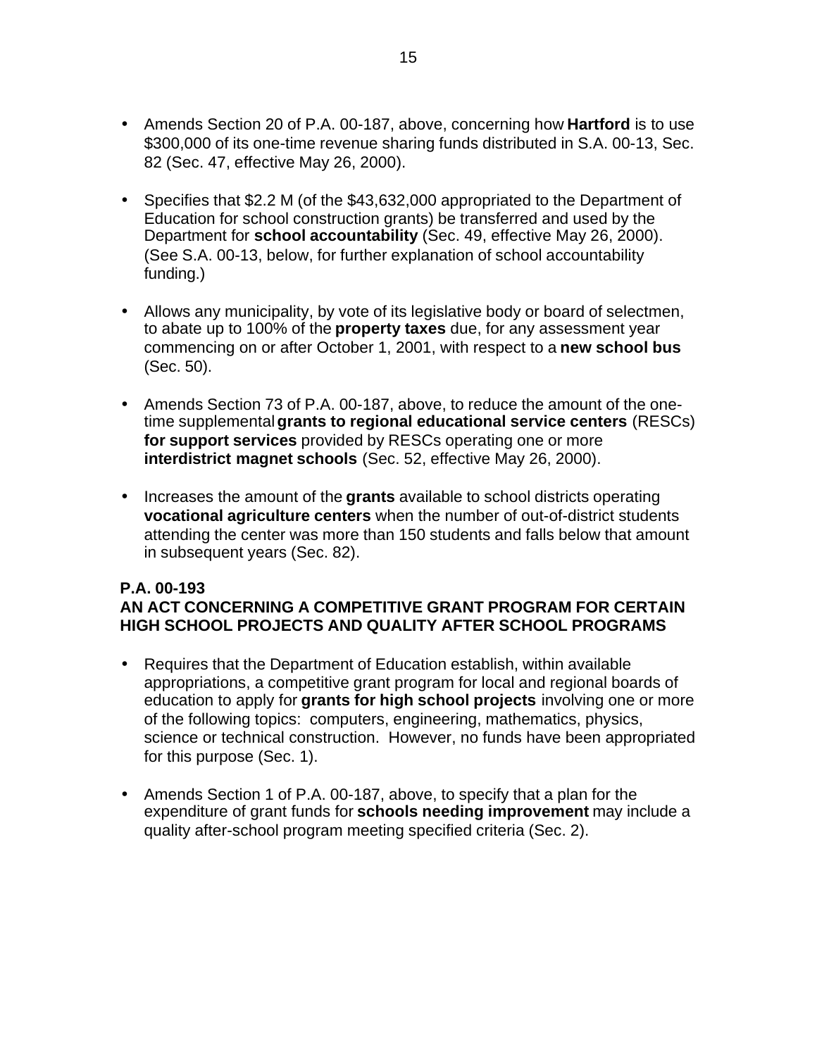- Amends Section 20 of P.A. 00-187, above, concerning how **Hartford** is to use $300,000 of its one-time revenue sharing funds distributed in S.A. 00-13, Sec. 82 (Sec. 47, effective May 26, 2000).

- Specifies that $2.2 M (of the $43,632,000 appropriated to the Department of Education for school construction grants) be transferred and used by the Department for **school accountability** (Sec. 49, effective May 26, 2000). (See S.A. 00-13, below, for further explanation of school accountability funding.)

- Allows any municipality, by vote of its legislative body or board of selectmen, to abate up to 100% of the **property taxes** due, for any assessment year commencing on or after October 1, 2001, with respect to a **new school bus** (Sec. 50).

- Amends Section 73 of P.A. 00-187, above, to reduce the amount of the one-time supplemental **grants to regional educational service centers** (RESCs) **for support services** provided by RESCs operating one or more **interdistrict magnet schools** (Sec. 52, effective May 26, 2000).

- Increases the amount of the **grants** available to school districts operating **vocational agriculture centers** when the number of out-of-district students attending the center was more than 150 students and falls below that amount in subsequent years (Sec. 82).

**P.A. 00-193**
**AN ACT CONCERNING A COMPETITIVE GRANT PROGRAM FOR CERTAIN HIGH SCHOOL PROJECTS AND QUALITY AFTER SCHOOL PROGRAMS**

- Requires that the Department of Education establish, within available appropriations, a competitive grant program for local and regional boards of education to apply for **grants for high school projects** involving one or more of the following topics: computers, engineering, mathematics, physics, science or technical construction. However, no funds have been appropriated for this purpose (Sec. 1).

- Amends Section 1 of P.A. 00-187, above, to specify that a plan for the expenditure of grant funds for **schools needing improvement** may include a quality after-school program meeting specified criteria (Sec. 2).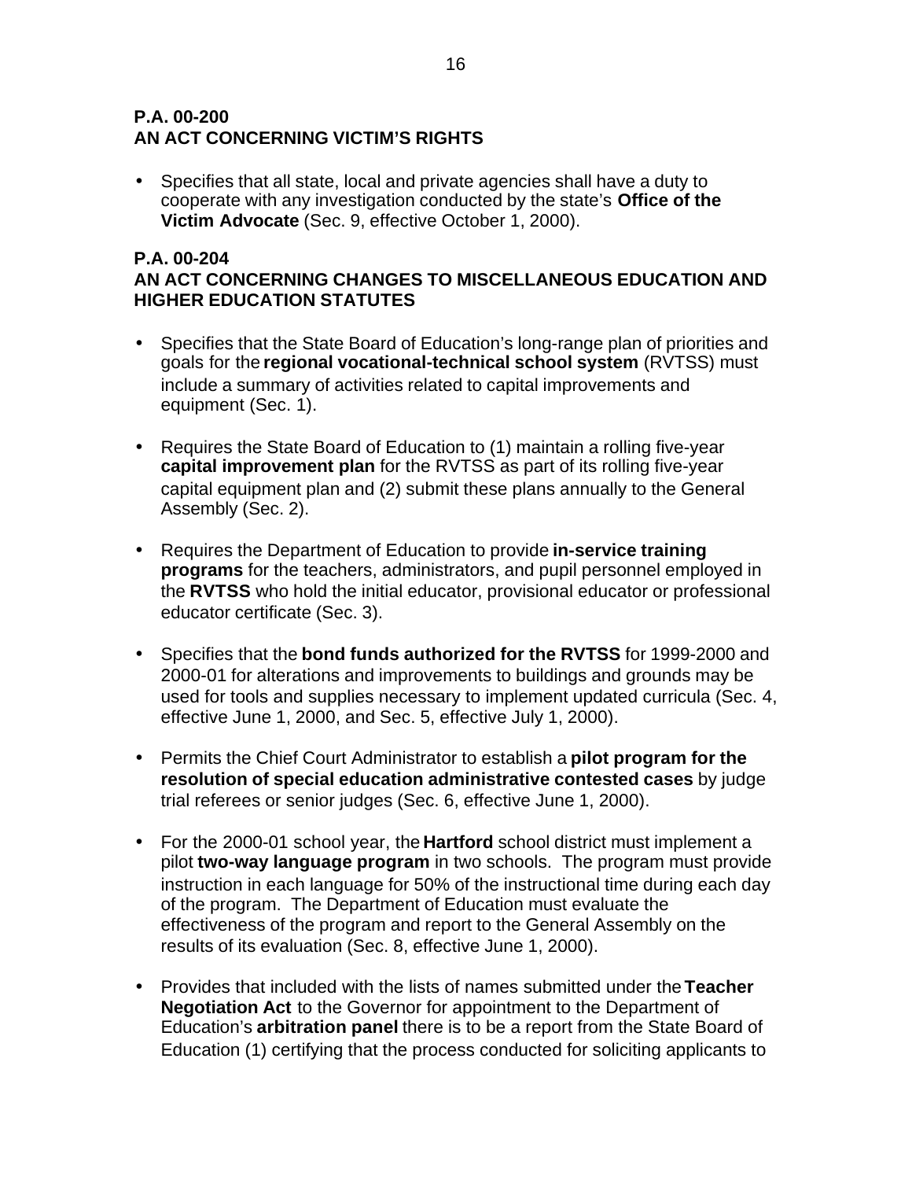**P.A. 00-200**
**AN ACT CONCERNING VICTIM'S RIGHTS**

- Specifies that all state, local and private agencies shall have a duty to cooperate with any investigation conducted by the state's **Office of the Victim Advocate** (Sec. 9, effective October 1, 2000).

**P.A. 00-204**
**AN ACT CONCERNING CHANGES TO MISCELLANEOUS EDUCATION AND HIGHER EDUCATION STATUTES**

- Specifies that the State Board of Education's long-range plan of priorities and goals for the **regional vocational-technical school system** (RVTSS) must include a summary of activities related to capital improvements and equipment (Sec. 1).

- Requires the State Board of Education to (1) maintain a rolling five-year **capital improvement plan** for the RVTSS as part of its rolling five-year capital equipment plan and (2) submit these plans annually to the General Assembly (Sec. 2).

- Requires the Department of Education to provide **in-service training programs** for the teachers, administrators, and pupil personnel employed in the **RVTSS** who hold the initial educator, provisional educator or professional educator certificate (Sec. 3).

- Specifies that the **bond funds authorized for the RVTSS** for 1999-2000 and 2000-01 for alterations and improvements to buildings and grounds may be used for tools and supplies necessary to implement updated curricula (Sec. 4, effective June 1, 2000, and Sec. 5, effective July 1, 2000).

- Permits the Chief Court Administrator to establish a **pilot program for the resolution of special education administrative contested cases** by judge trial referees or senior judges (Sec. 6, effective June 1, 2000).

- For the 2000-01 school year, the **Hartford** school district must implement a pilot **two-way language program** in two schools. The program must provide instruction in each language for 50% of the instructional time during each day of the program. The Department of Education must evaluate the effectiveness of the program and report to the General Assembly on the results of its evaluation (Sec. 8, effective June 1, 2000).

- Provides that included with the lists of names submitted under the **Teacher Negotiation Act** to the Governor for appointment to the Department of Education's **arbitration panel** there is to be a report from the State Board of Education (1) certifying that the process conducted for soliciting applicants to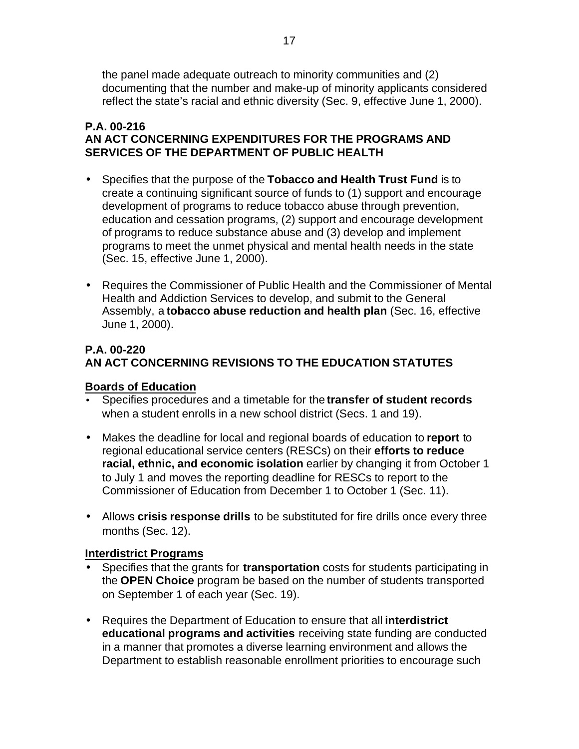the panel made adequate outreach to minority communities and (2) documenting that the number and make-up of minority applicants considered reflect the state's racial and ethnic diversity (Sec. 9, effective June 1, 2000).

**P.A. 00-216**
**AN ACT CONCERNING EXPENDITURES FOR THE PROGRAMS AND SERVICES OF THE DEPARTMENT OF PUBLIC HEALTH**

- Specifies that the purpose of the **Tobacco and Health Trust Fund** is to create a continuing significant source of funds to (1) support and encourage development of programs to reduce tobacco abuse through prevention, education and cessation programs, (2) support and encourage development of programs to reduce substance abuse and (3) develop and implement programs to meet the unmet physical and mental health needs in the state (Sec. 15, effective June 1, 2000).

- Requires the Commissioner of Public Health and the Commissioner of Mental Health and Addiction Services to develop, and submit to the General Assembly, a **tobacco abuse reduction and health plan** (Sec. 16, effective June 1, 2000).

**P.A. 00-220**
**AN ACT CONCERNING REVISIONS TO THE EDUCATION STATUTES**

**Boards of Education**

- Specifies procedures and a timetable for the **transfer of student records** when a student enrolls in a new school district (Secs. 1 and 19).

- Makes the deadline for local and regional boards of education to **report** to regional educational service centers (RESCs) on their **efforts to reduce racial, ethnic, and economic isolation** earlier by changing it from October 1 to July 1 and moves the reporting deadline for RESCs to report to the Commissioner of Education from December 1 to October 1 (Sec. 11).

- Allows **crisis response drills** to be substituted for fire drills once every three months (Sec. 12).

**Interdistrict Programs**

- Specifies that the grants for **transportation** costs for students participating in the **OPEN Choice** program be based on the number of students transported on September 1 of each year (Sec. 19).

- Requires the Department of Education to ensure that all **interdistrict educational programs and activities** receiving state funding are conducted in a manner that promotes a diverse learning environment and allows the Department to establish reasonable enrollment priorities to encourage such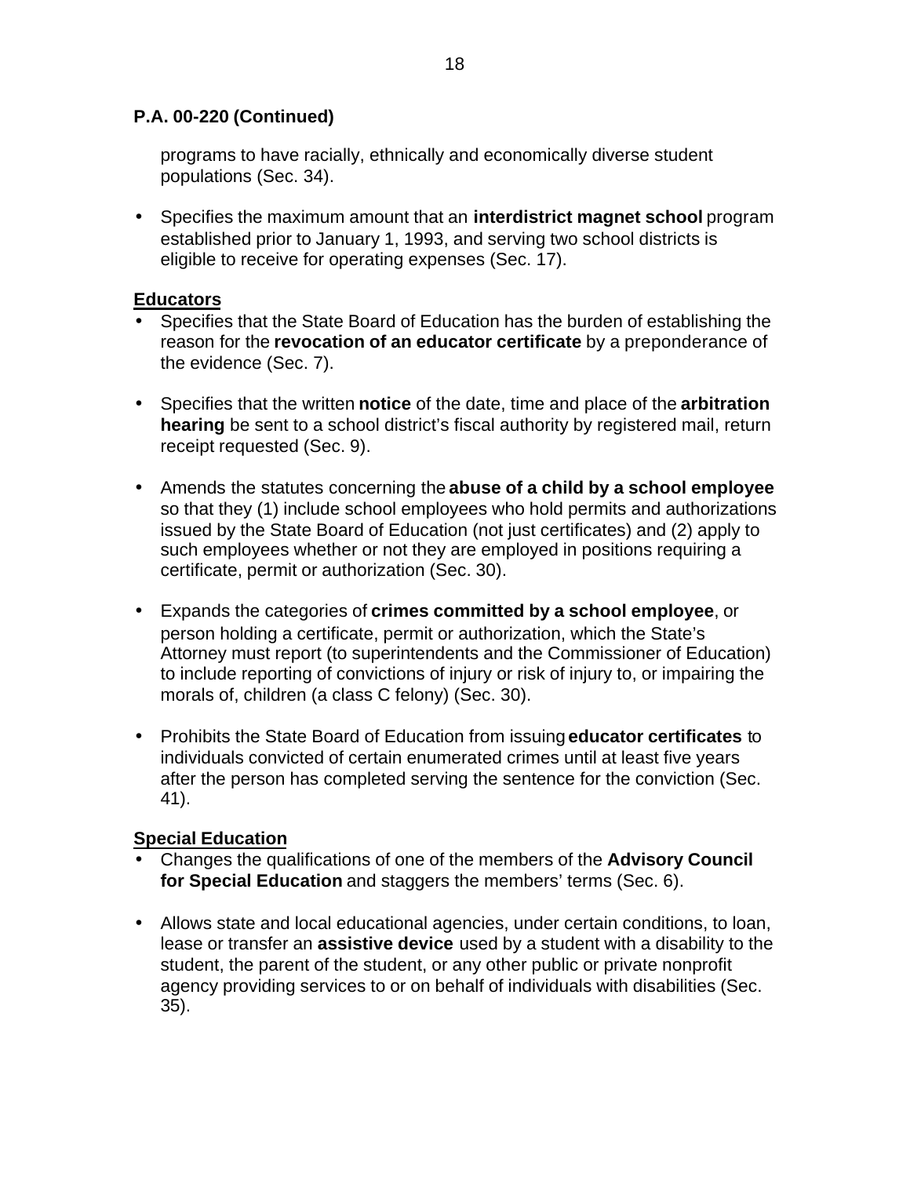**P.A. 00-220 (Continued)**

programs to have racially, ethnically and economically diverse student populations (Sec. 34).

- Specifies the maximum amount that an **interdistrict magnet school** program established prior to January 1, 1993, and serving two school districts is eligible to receive for operating expenses (Sec. 17).

**Educators**

- Specifies that the State Board of Education has the burden of establishing the reason for the **revocation of an educator certificate** by a preponderance of the evidence (Sec. 7).

- Specifies that the written **notice** of the date, time and place of the **arbitration hearing** be sent to a school district's fiscal authority by registered mail, return receipt requested (Sec. 9).

- Amends the statutes concerning the **abuse of a child by a school employee** so that they (1) include school employees who hold permits and authorizations issued by the State Board of Education (not just certificates) and (2) apply to such employees whether or not they are employed in positions requiring a certificate, permit or authorization (Sec. 30).

- Expands the categories of **crimes committed by a school employee**, or person holding a certificate, permit or authorization, which the State's Attorney must report (to superintendents and the Commissioner of Education) to include reporting of convictions of injury or risk of injury to, or impairing the morals of, children (a class C felony) (Sec. 30).

- Prohibits the State Board of Education from issuing **educator certificates** to individuals convicted of certain enumerated crimes until at least five years after the person has completed serving the sentence for the conviction (Sec. 41).

**Special Education**

- Changes the qualifications of one of the members of the **Advisory Council for Special Education** and staggers the members' terms (Sec. 6).

- Allows state and local educational agencies, under certain conditions, to loan, lease or transfer an **assistive device** used by a student with a disability to the student, the parent of the student, or any other public or private nonprofit agency providing services to or on behalf of individuals with disabilities (Sec. 35).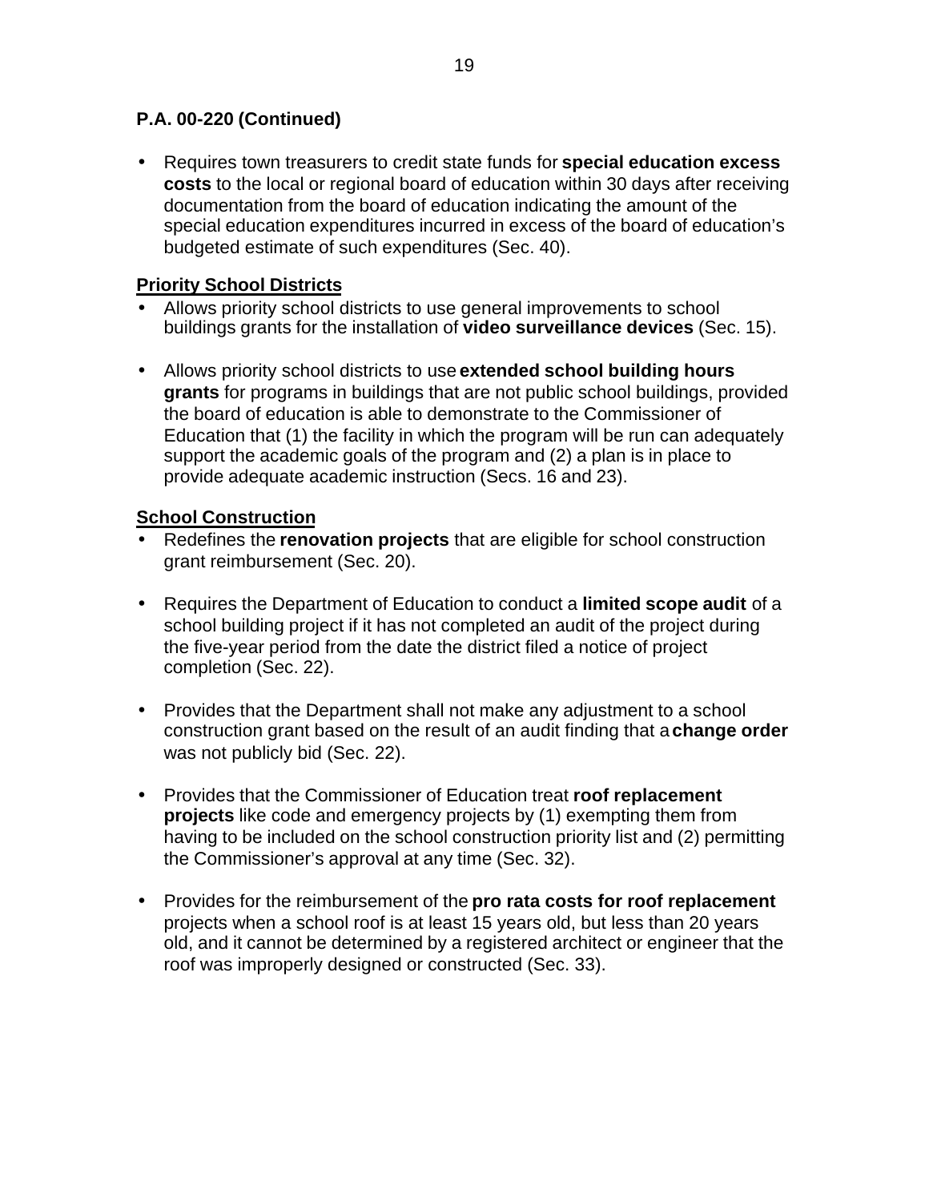**P.A. 00-220 (Continued)**

- Requires town treasurers to credit state funds for **special education excess costs** to the local or regional board of education within 30 days after receiving documentation from the board of education indicating the amount of the special education expenditures incurred in excess of the board of education's budgeted estimate of such expenditures (Sec. 40).

**Priority School Districts**

- Allows priority school districts to use general improvements to school buildings grants for the installation of **video surveillance devices** (Sec. 15).

- Allows priority school districts to use **extended school building hours grants** for programs in buildings that are not public school buildings, provided the board of education is able to demonstrate to the Commissioner of Education that (1) the facility in which the program will be run can adequately support the academic goals of the program and (2) a plan is in place to provide adequate academic instruction (Secs. 16 and 23).

**School Construction**

- Redefines the **renovation projects** that are eligible for school construction grant reimbursement (Sec. 20).

- Requires the Department of Education to conduct a **limited scope audit** of a school building project if it has not completed an audit of the project during the five-year period from the date the district filed a notice of project completion (Sec. 22).

- Provides that the Department shall not make any adjustment to a school construction grant based on the result of an audit finding that a **change order** was not publicly bid (Sec. 22).

- Provides that the Commissioner of Education treat **roof replacement projects** like code and emergency projects by (1) exempting them from having to be included on the school construction priority list and (2) permitting the Commissioner's approval at any time (Sec. 32).

- Provides for the reimbursement of the **pro rata costs for roof replacement** projects when a school roof is at least 15 years old, but less than 20 years old, and it cannot be determined by a registered architect or engineer that the roof was improperly designed or constructed (Sec. 33).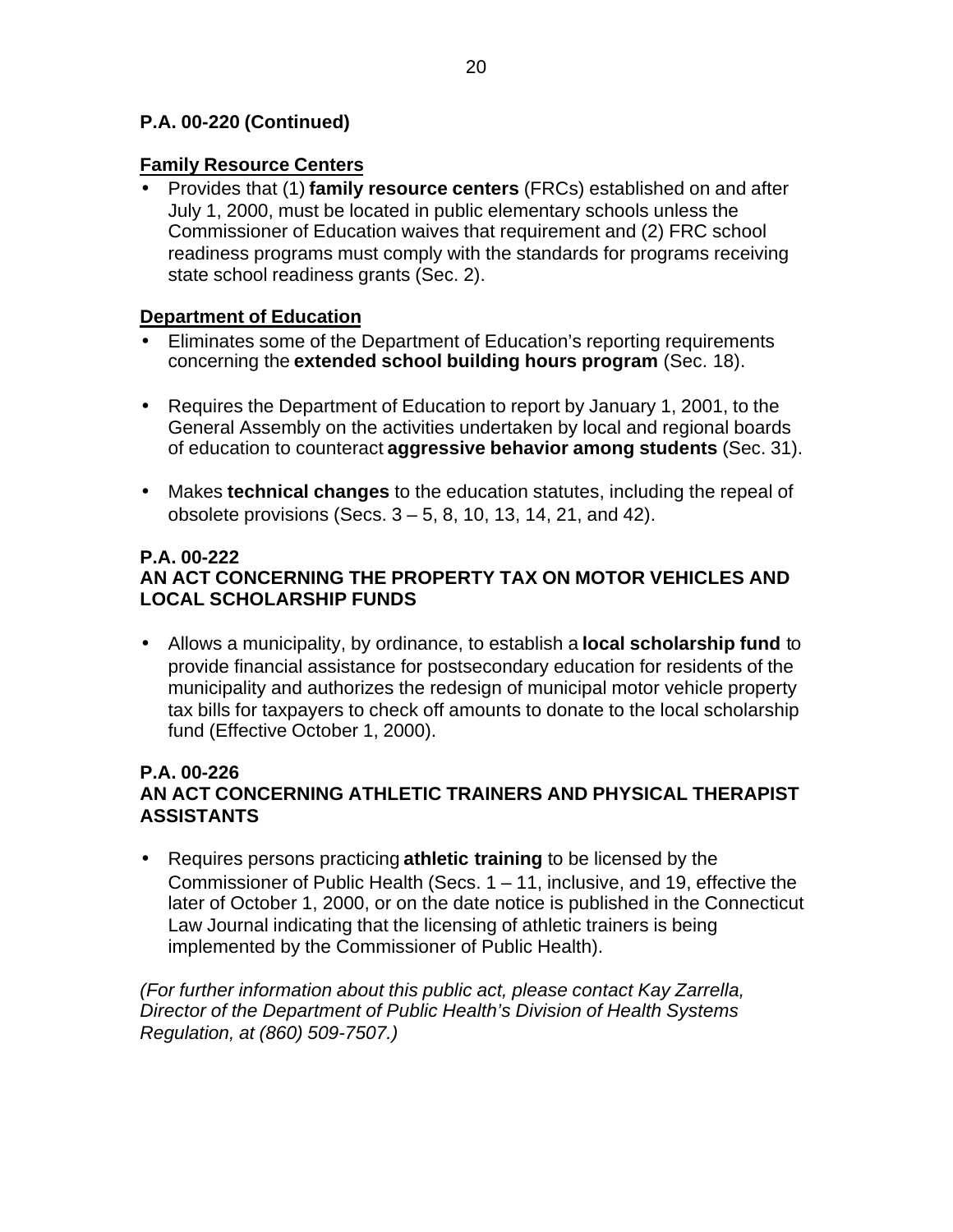**P.A. 00-220 (Continued)**

**Family Resource Centers**

- Provides that (1) **family resource centers** (FRCs) established on and after July 1, 2000, must be located in public elementary schools unless the Commissioner of Education waives that requirement and (2) FRC school readiness programs must comply with the standards for programs receiving state school readiness grants (Sec. 2).

**Department of Education**

- Eliminates some of the Department of Education's reporting requirements concerning the **extended school building hours program** (Sec. 18).
- Requires the Department of Education to report by January 1, 2001, to the General Assembly on the activities undertaken by local and regional boards of education to counteract **aggressive behavior among students** (Sec. 31).
- Makes **technical changes** to the education statutes, including the repeal of obsolete provisions (Secs. 3 – 5, 8, 10, 13, 14, 21, and 42).

**P.A. 00-222**
**AN ACT CONCERNING THE PROPERTY TAX ON MOTOR VEHICLES AND LOCAL SCHOLARSHIP FUNDS**

- Allows a municipality, by ordinance, to establish a **local scholarship fund** to provide financial assistance for postsecondary education for residents of the municipality and authorizes the redesign of municipal motor vehicle property tax bills for taxpayers to check off amounts to donate to the local scholarship fund (Effective October 1, 2000).

**P.A. 00-226**
**AN ACT CONCERNING ATHLETIC TRAINERS AND PHYSICAL THERAPIST ASSISTANTS**

- Requires persons practicing **athletic training** to be licensed by the Commissioner of Public Health (Secs. 1 – 11, inclusive, and 19, effective the later of October 1, 2000, or on the date notice is published in the Connecticut Law Journal indicating that the licensing of athletic trainers is being implemented by the Commissioner of Public Health).

*(For further information about this public act, please contact Kay Zarrella, Director of the Department of Public Health's Division of Health Systems Regulation, at (860) 509-7507.)*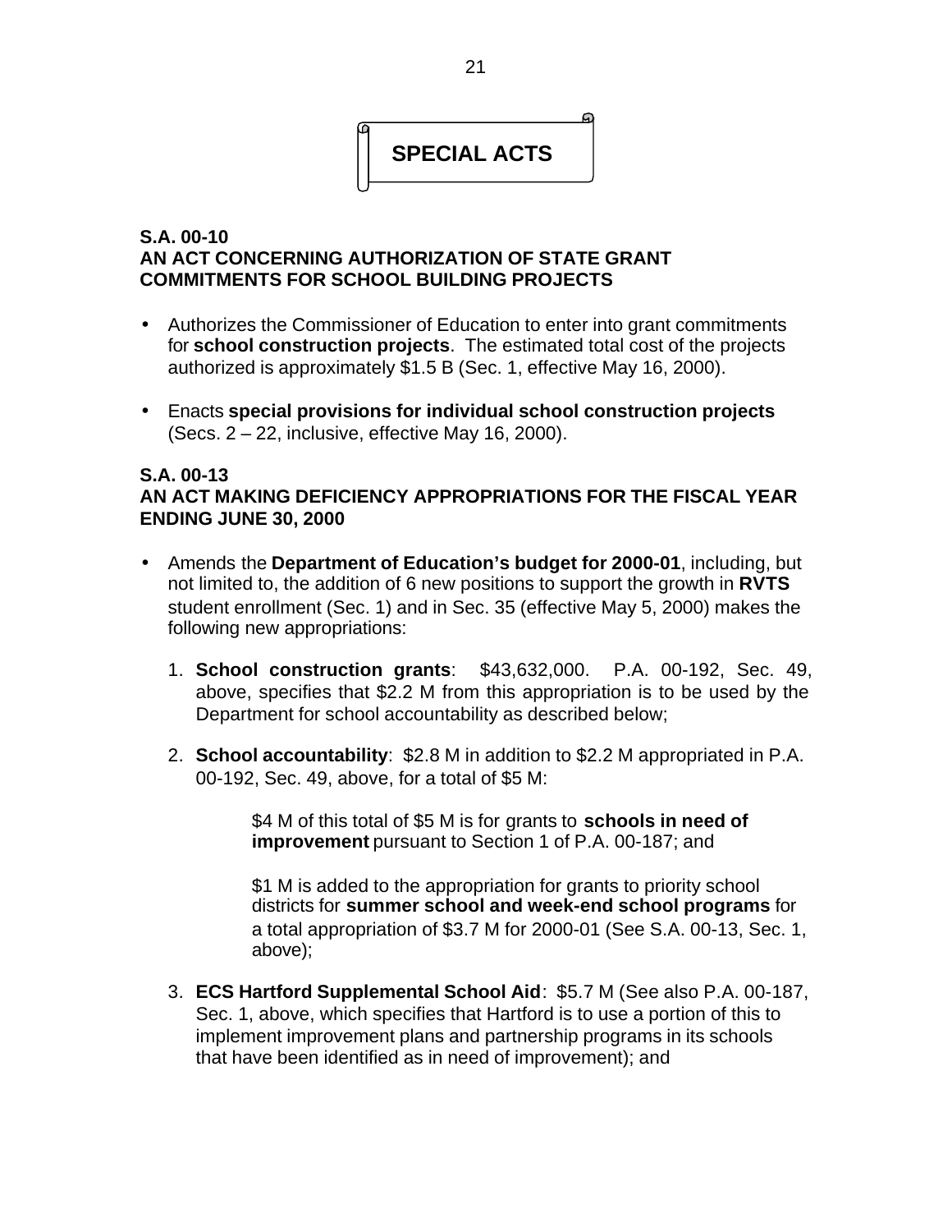# SPECIAL ACTS

**S.A. 00-10**
**AN ACT CONCERNING AUTHORIZATION OF STATE GRANT COMMITMENTS FOR SCHOOL BUILDING PROJECTS**

- Authorizes the Commissioner of Education to enter into grant commitments for **school construction projects**. The estimated total cost of the projects authorized is approximately $1.5 B (Sec. 1, effective May 16, 2000).
- Enacts **special provisions for individual school construction projects** (Secs. 2 – 22, inclusive, effective May 16, 2000).

**S.A. 00-13**
**AN ACT MAKING DEFICIENCY APPROPRIATIONS FOR THE FISCAL YEAR ENDING JUNE 30, 2000**

- Amends the **Department of Education's budget for 2000-01**, including, but not limited to, the addition of 6 new positions to support the growth in **RVTS** student enrollment (Sec. 1) and in Sec. 35 (effective May 5, 2000) makes the following new appropriations:

  1. **School construction grants**: $43,632,000. P.A. 00-192, Sec. 49, above, specifies that $2.2 M from this appropriation is to be used by the Department for school accountability as described below;
  2. **School accountability**: $2.8 M in addition to $2.2 M appropriated in P.A. 00-192, Sec. 49, above, for a total of $5 M:

     $4 M of this total of $5 M is for grants to **schools in need of improvement** pursuant to Section 1 of P.A. 00-187; and

     $1 M is added to the appropriation for grants to priority school districts for **summer school and week-end school programs** for a total appropriation of $3.7 M for 2000-01 (See S.A. 00-13, Sec. 1, above);
  3. **ECS Hartford Supplemental School Aid**: $5.7 M (See also P.A. 00-187, Sec. 1, above, which specifies that Hartford is to use a portion of this to implement improvement plans and partnership programs in its schools that have been identified as in need of improvement); and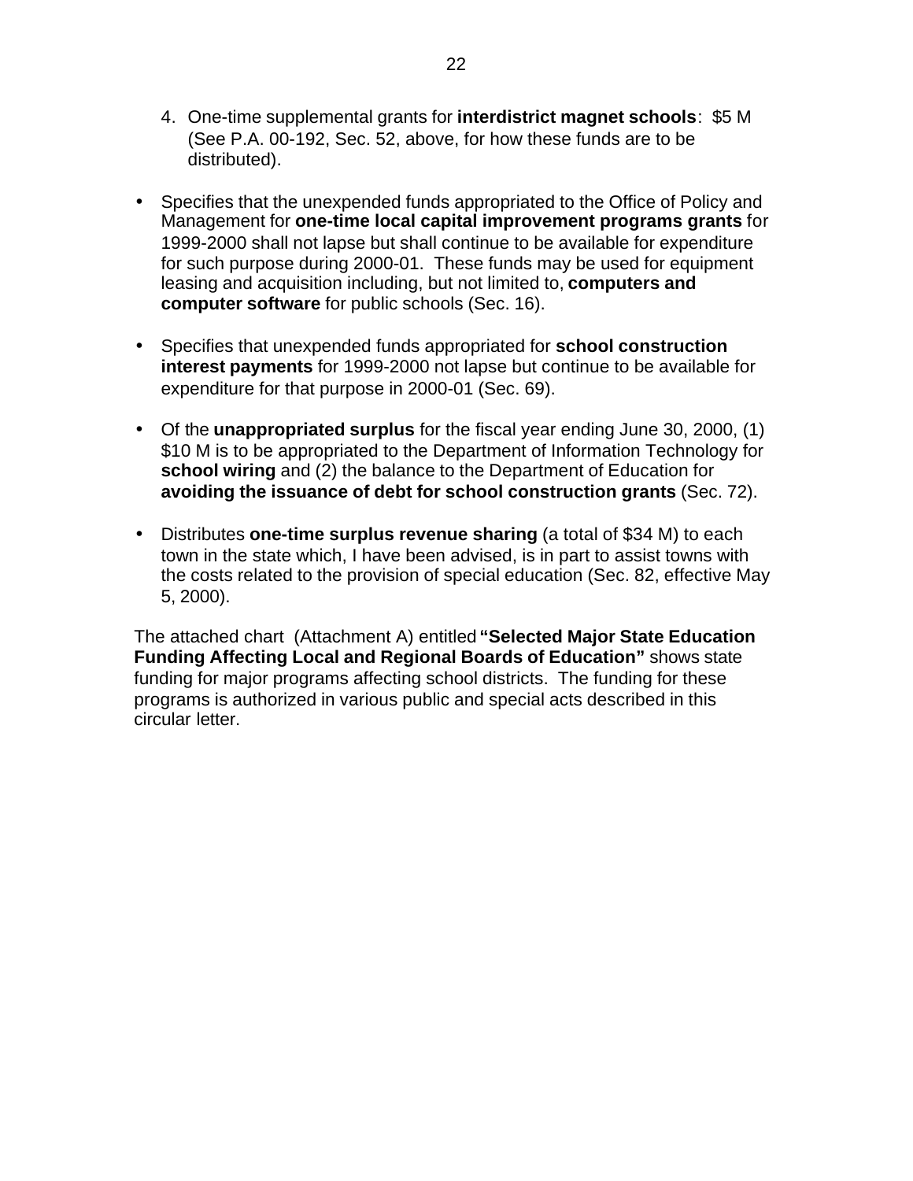4. One-time supplemental grants for **interdistrict magnet schools**: $5 M (See P.A. 00-192, Sec. 52, above, for how these funds are to be distributed).

- Specifies that the unexpended funds appropriated to the Office of Policy and Management for **one-time local capital improvement programs grants** for 1999-2000 shall not lapse but shall continue to be available for expenditure for such purpose during 2000-01. These funds may be used for equipment leasing and acquisition including, but not limited to, **computers and computer software** for public schools (Sec. 16).

- Specifies that unexpended funds appropriated for **school construction interest payments** for 1999-2000 not lapse but continue to be available for expenditure for that purpose in 2000-01 (Sec. 69).

- Of the **unappropriated surplus** for the fiscal year ending June 30, 2000, (1) $10 M is to be appropriated to the Department of Information Technology for **school wiring** and (2) the balance to the Department of Education for **avoiding the issuance of debt for school construction grants** (Sec. 72).

- Distributes **one-time surplus revenue sharing** (a total of $34 M) to each town in the state which, I have been advised, is in part to assist towns with the costs related to the provision of special education (Sec. 82, effective May 5, 2000).

The attached chart (Attachment A) entitled **"Selected Major State Education Funding Affecting Local and Regional Boards of Education"** shows state funding for major programs affecting school districts. The funding for these programs is authorized in various public and special acts described in this circular letter.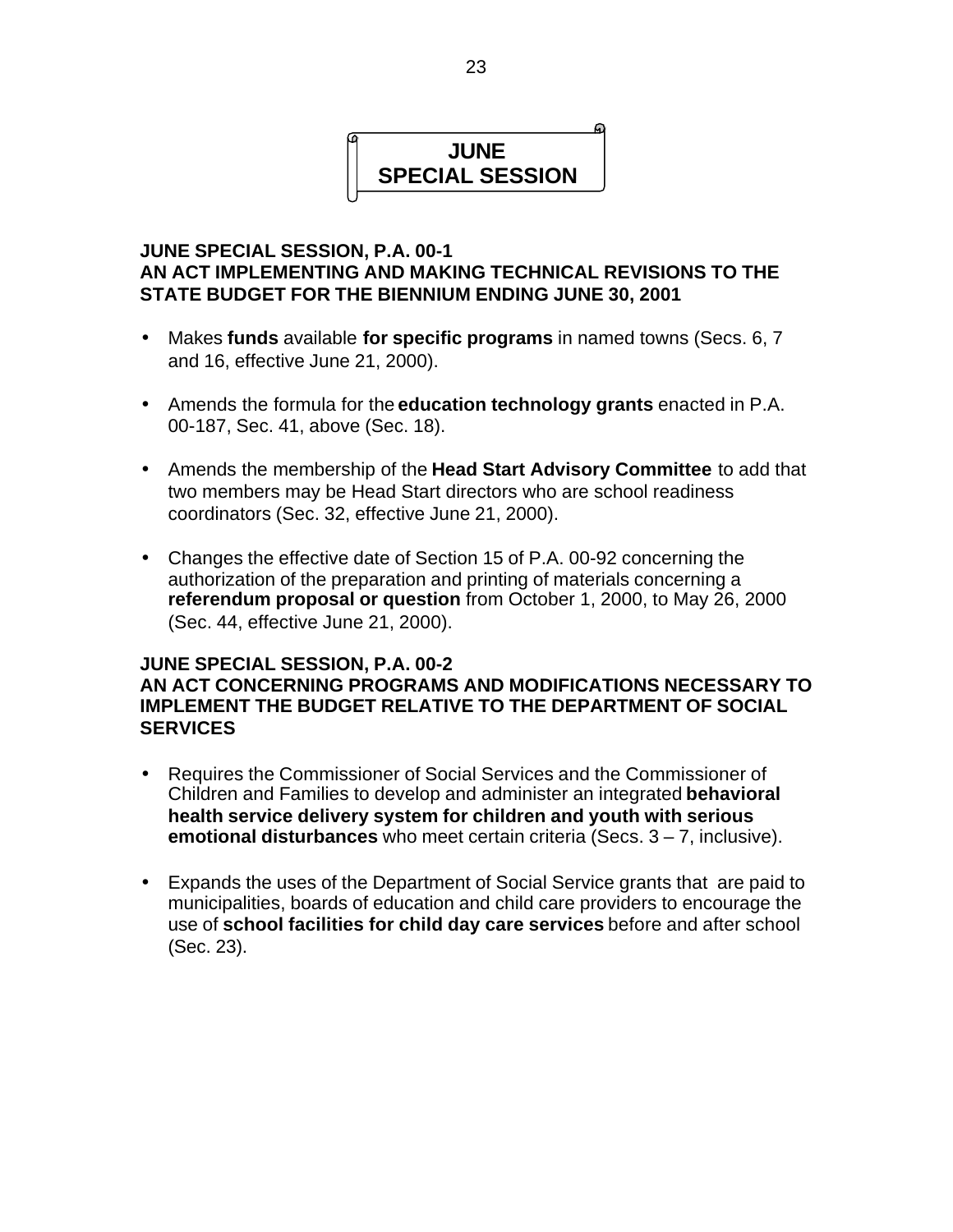# JUNE SPECIAL SESSION

## JUNE SPECIAL SESSION, P.A. 00-1
## AN ACT IMPLEMENTING AND MAKING TECHNICAL REVISIONS TO THE STATE BUDGET FOR THE BIENNIUM ENDING JUNE 30, 2001

- Makes **funds** available **for specific programs** in named towns (Secs. 6, 7 and 16, effective June 21, 2000).
- Amends the formula for the **education technology grants** enacted in P.A. 00-187, Sec. 41, above (Sec. 18).
- Amends the membership of the **Head Start Advisory Committee** to add that two members may be Head Start directors who are school readiness coordinators (Sec. 32, effective June 21, 2000).
- Changes the effective date of Section 15 of P.A. 00-92 concerning the authorization of the preparation and printing of materials concerning a **referendum proposal or question** from October 1, 2000, to May 26, 2000 (Sec. 44, effective June 21, 2000).

## JUNE SPECIAL SESSION, P.A. 00-2
## AN ACT CONCERNING PROGRAMS AND MODIFICATIONS NECESSARY TO IMPLEMENT THE BUDGET RELATIVE TO THE DEPARTMENT OF SOCIAL SERVICES

- Requires the Commissioner of Social Services and the Commissioner of Children and Families to develop and administer an integrated **behavioral health service delivery system for children and youth with serious emotional disturbances** who meet certain criteria (Secs. 3 – 7, inclusive).
- Expands the uses of the Department of Social Service grants that are paid to municipalities, boards of education and child care providers to encourage the use of **school facilities for child day care services** before and after school (Sec. 23).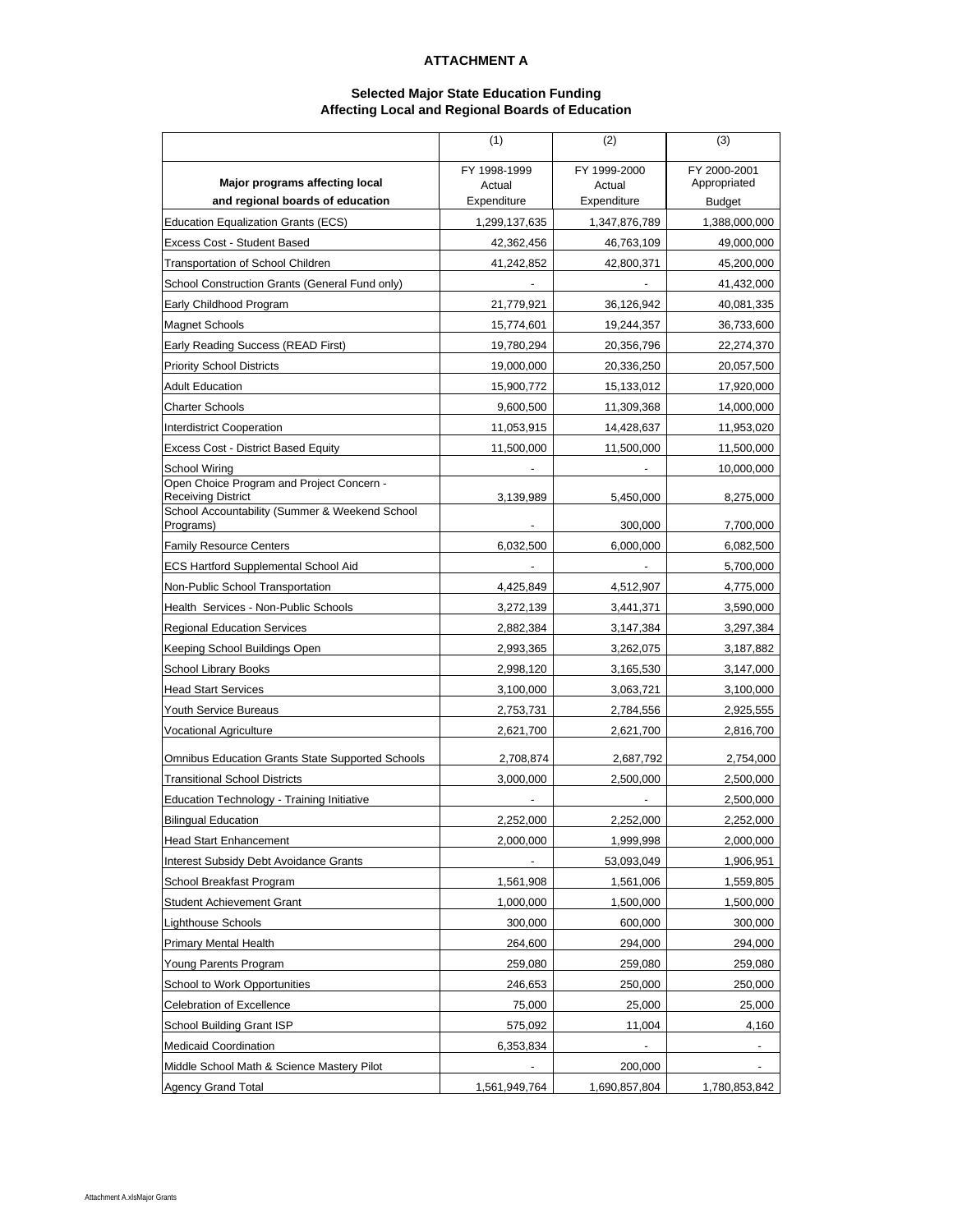**ATTACHMENT A**

**Selected Major State Education Funding**
**Affecting Local and Regional Boards of Education**

| Major programs affecting local and regional boards of education | (1) FY 1998-1999 Actual Expenditure | (2) FY 1999-2000 Actual Expenditure | (3) FY 2000-2001 Appropriated Budget |
|---|---|---|---|
| Education Equalization Grants (ECS) | 1,299,137,635 | 1,347,876,789 | 1,388,000,000 |
| Excess Cost - Student Based | 42,362,456 | 46,763,109 | 49,000,000 |
| Transportation of School Children | 41,242,852 | 42,800,371 | 45,200,000 |
| School Construction Grants (General Fund only) | - | - | 41,432,000 |
| Early Childhood Program | 21,779,921 | 36,126,942 | 40,081,335 |
| Magnet Schools | 15,774,601 | 19,244,357 | 36,733,600 |
| Early Reading Success (READ First) | 19,780,294 | 20,356,796 | 22,274,370 |
| Priority School Districts | 19,000,000 | 20,336,250 | 20,057,500 |
| Adult Education | 15,900,772 | 15,133,012 | 17,920,000 |
| Charter Schools | 9,600,500 | 11,309,368 | 14,000,000 |
| Interdistrict Cooperation | 11,053,915 | 14,428,637 | 11,953,020 |
| Excess Cost - District Based Equity | 11,500,000 | 11,500,000 | 11,500,000 |
| School Wiring | - | - | 10,000,000 |
| Open Choice Program and Project Concern - Receiving District | 3,139,989 | 5,450,000 | 8,275,000 |
| School Accountability (Summer & Weekend School Programs) | - | 300,000 | 7,700,000 |
| Family Resource Centers | 6,032,500 | 6,000,000 | 6,082,500 |
| ECS Hartford Supplemental School Aid | - | - | 5,700,000 |
| Non-Public School Transportation | 4,425,849 | 4,512,907 | 4,775,000 |
| Health Services - Non-Public Schools | 3,272,139 | 3,441,371 | 3,590,000 |
| Regional Education Services | 2,882,384 | 3,147,384 | 3,297,384 |
| Keeping School Buildings Open | 2,993,365 | 3,262,075 | 3,187,882 |
| School Library Books | 2,998,120 | 3,165,530 | 3,147,000 |
| Head Start Services | 3,100,000 | 3,063,721 | 3,100,000 |
| Youth Service Bureaus | 2,753,731 | 2,784,556 | 2,925,555 |
| Vocational Agriculture | 2,621,700 | 2,621,700 | 2,816,700 |
| Omnibus Education Grants State Supported Schools | 2,708,874 | 2,687,792 | 2,754,000 |
| Transitional School Districts | 3,000,000 | 2,500,000 | 2,500,000 |
| Education Technology - Training Initiative | - | - | 2,500,000 |
| Bilingual Education | 2,252,000 | 2,252,000 | 2,252,000 |
| Head Start Enhancement | 2,000,000 | 1,999,998 | 2,000,000 |
| Interest Subsidy Debt Avoidance Grants | - | 53,093,049 | 1,906,951 |
| School Breakfast Program | 1,561,908 | 1,561,006 | 1,559,805 |
| Student Achievement Grant | 1,000,000 | 1,500,000 | 1,500,000 |
| Lighthouse Schools | 300,000 | 600,000 | 300,000 |
| Primary Mental Health | 264,600 | 294,000 | 294,000 |
| Young Parents Program | 259,080 | 259,080 | 259,080 |
| School to Work Opportunities | 246,653 | 250,000 | 250,000 |
| Celebration of Excellence | 75,000 | 25,000 | 25,000 |
| School Building Grant ISP | 575,092 | 11,004 | 4,160 |
| Medicaid Coordination | 6,353,834 | - | - |
| Middle School Math & Science Mastery Pilot | - | 200,000 | - |
| Agency Grand Total | 1,561,949,764 | 1,690,857,804 | 1,780,853,842 |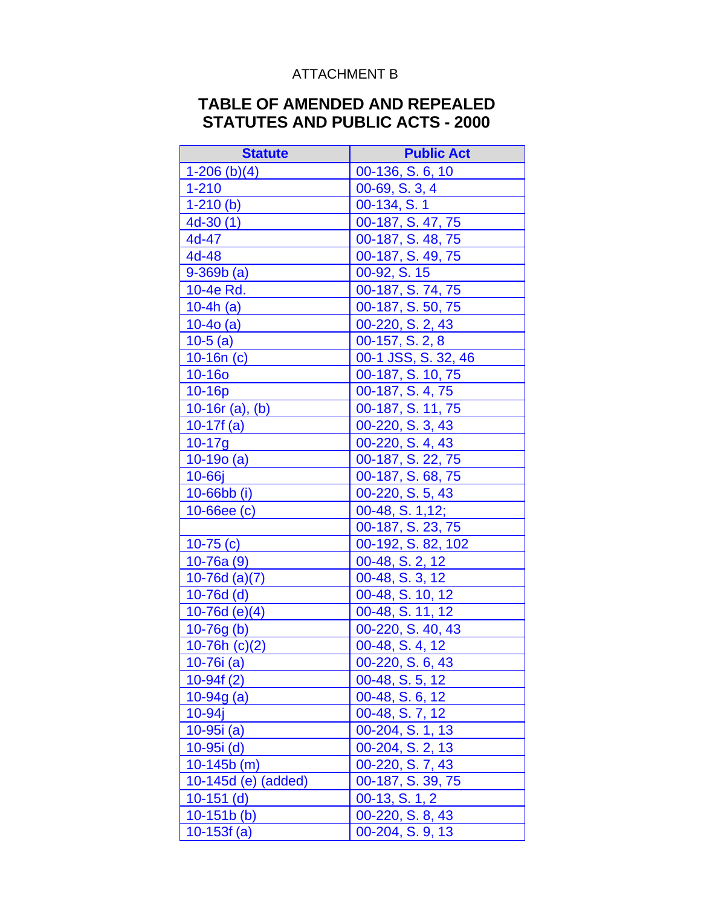ATTACHMENT B

## TABLE OF AMENDED AND REPEALED STATUTES AND PUBLIC ACTS - 2000

| Statute | Public Act |
|---|---|
| 1-206 (b)(4) | 00-136, S. 6, 10 |
| 1-210 | 00-69, S. 3, 4 |
| 1-210 (b) | 00-134, S. 1 |
| 4d-30 (1) | 00-187, S. 47, 75 |
| 4d-47 | 00-187, S. 48, 75 |
| 4d-48 | 00-187, S. 49, 75 |
| 9-369b (a) | 00-92, S. 15 |
| 10-4e Rd. | 00-187, S. 74, 75 |
| 10-4h (a) | 00-187, S. 50, 75 |
| 10-4o (a) | 00-220, S. 2, 43 |
| 10-5 (a) | 00-157, S. 2, 8 |
| 10-16n (c) | 00-1 JSS, S. 32, 46 |
| 10-16o | 00-187, S. 10, 75 |
| 10-16p | 00-187, S. 4, 75 |
| 10-16r (a), (b) | 00-187, S. 11, 75 |
| 10-17f (a) | 00-220, S. 3, 43 |
| 10-17g | 00-220, S. 4, 43 |
| 10-19o (a) | 00-187, S. 22, 75 |
| 10-66j | 00-187, S. 68, 75 |
| 10-66bb (i) | 00-220, S. 5, 43 |
| 10-66ee (c) | 00-48, S. 1,12; |
| | 00-187, S. 23, 75 |
| 10-75 (c) | 00-192, S. 82, 102 |
| 10-76a (9) | 00-48, S. 2, 12 |
| 10-76d (a)(7) | 00-48, S. 3, 12 |
| 10-76d (d) | 00-48, S. 10, 12 |
| 10-76d (e)(4) | 00-48, S. 11, 12 |
| 10-76g (b) | 00-220, S. 40, 43 |
| 10-76h (c)(2) | 00-48, S. 4, 12 |
| 10-76i (a) | 00-220, S. 6, 43 |
| 10-94f (2) | 00-48, S. 5, 12 |
| 10-94g (a) | 00-48, S. 6, 12 |
| 10-94j | 00-48, S. 7, 12 |
| 10-95i (a) | 00-204, S. 1, 13 |
| 10-95i (d) | 00-204, S. 2, 13 |
| 10-145b (m) | 00-220, S. 7, 43 |
| 10-145d (e) (added) | 00-187, S. 39, 75 |
| 10-151 (d) | 00-13, S. 1, 2 |
| 10-151b (b) | 00-220, S. 8, 43 |
| 10-153f (a) | 00-204, S. 9, 13 |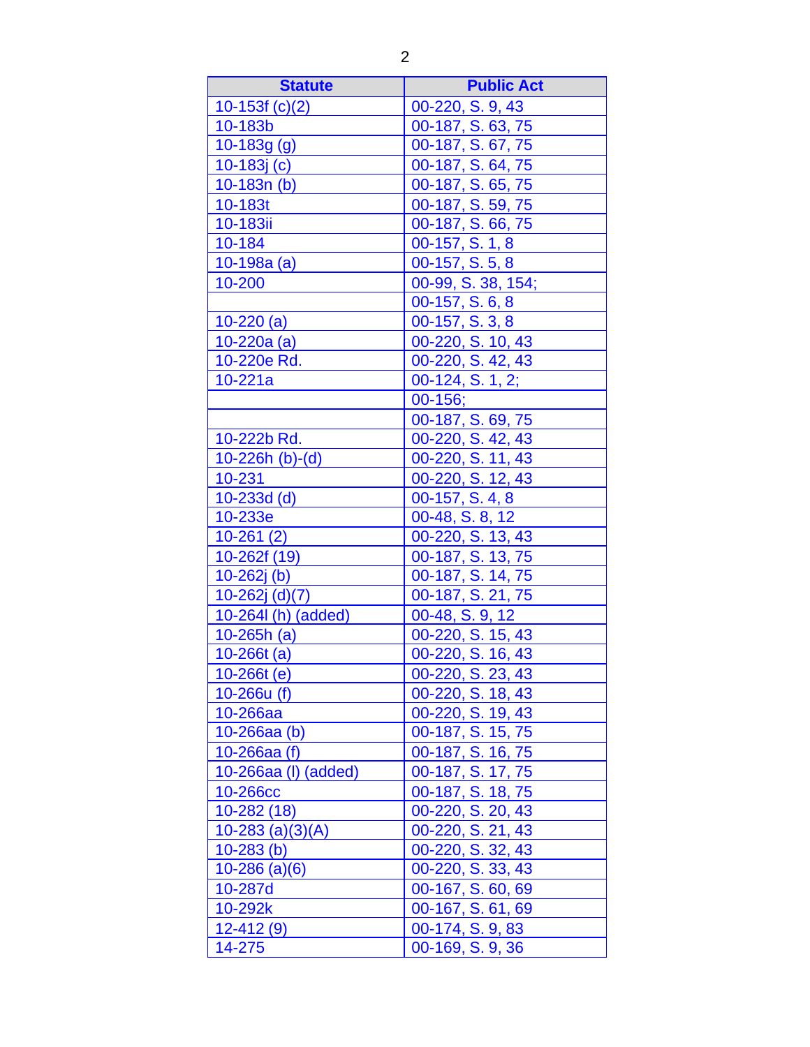| Statute | Public Act |
|---|---|
| 10-153f (c)(2) | 00-220, S. 9, 43 |
| 10-183b | 00-187, S. 63, 75 |
| 10-183g (g) | 00-187, S. 67, 75 |
| 10-183j (c) | 00-187, S. 64, 75 |
| 10-183n (b) | 00-187, S. 65, 75 |
| 10-183t | 00-187, S. 59, 75 |
| 10-183ii | 00-187, S. 66, 75 |
| 10-184 | 00-157, S. 1, 8 |
| 10-198a (a) | 00-157, S. 5, 8 |
| 10-200 | 00-99, S. 38, 154; |
| | 00-157, S. 6, 8 |
| 10-220 (a) | 00-157, S. 3, 8 |
| 10-220a (a) | 00-220, S. 10, 43 |
| 10-220e Rd. | 00-220, S. 42, 43 |
| 10-221a | 00-124, S. 1, 2; |
| | 00-156; |
| | 00-187, S. 69, 75 |
| 10-222b Rd. | 00-220, S. 42, 43 |
| 10-226h (b)-(d) | 00-220, S. 11, 43 |
| 10-231 | 00-220, S. 12, 43 |
| 10-233d (d) | 00-157, S. 4, 8 |
| 10-233e | 00-48, S. 8, 12 |
| 10-261 (2) | 00-220, S. 13, 43 |
| 10-262f (19) | 00-187, S. 13, 75 |
| 10-262j (b) | 00-187, S. 14, 75 |
| 10-262j (d)(7) | 00-187, S. 21, 75 |
| 10-264l (h) (added) | 00-48, S. 9, 12 |
| 10-265h (a) | 00-220, S. 15, 43 |
| 10-266t (a) | 00-220, S. 16, 43 |
| 10-266t (e) | 00-220, S. 23, 43 |
| 10-266u (f) | 00-220, S. 18, 43 |
| 10-266aa | 00-220, S. 19, 43 |
| 10-266aa (b) | 00-187, S. 15, 75 |
| 10-266aa (f) | 00-187, S. 16, 75 |
| 10-266aa (l) (added) | 00-187, S. 17, 75 |
| 10-266cc | 00-187, S. 18, 75 |
| 10-282 (18) | 00-220, S. 20, 43 |
| 10-283 (a)(3)(A) | 00-220, S. 21, 43 |
| 10-283 (b) | 00-220, S. 32, 43 |
| 10-286 (a)(6) | 00-220, S. 33, 43 |
| 10-287d | 00-167, S. 60, 69 |
| 10-292k | 00-167, S. 61, 69 |
| 12-412 (9) | 00-174, S. 9, 83 |
| 14-275 | 00-169, S. 9, 36 |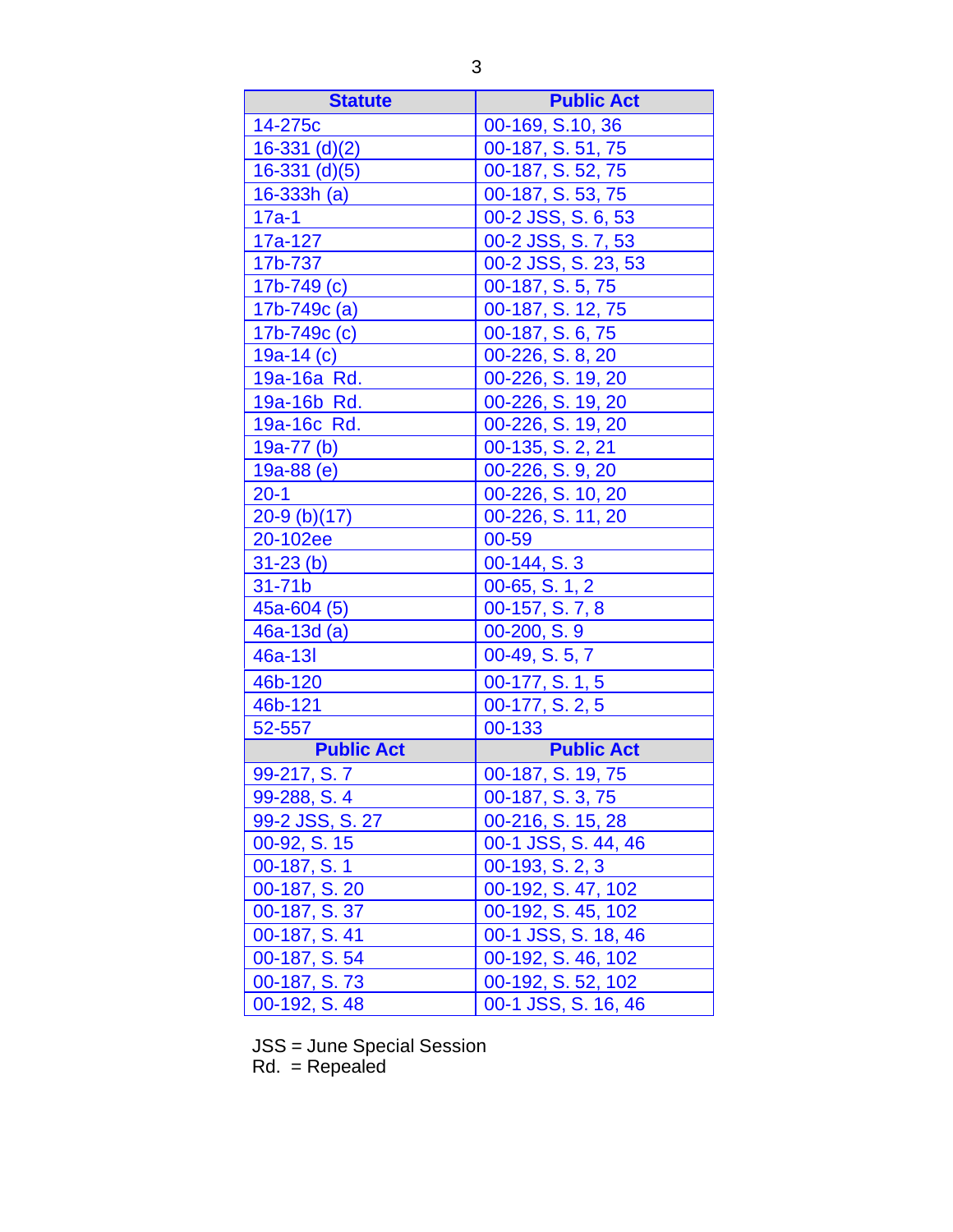| Statute | Public Act |
|---|---|
| 14-275c | 00-169, S.10, 36 |
| 16-331 (d)(2) | 00-187, S. 51, 75 |
| 16-331 (d)(5) | 00-187, S. 52, 75 |
| 16-333h (a) | 00-187, S. 53, 75 |
| 17a-1 | 00-2 JSS, S. 6, 53 |
| 17a-127 | 00-2 JSS, S. 7, 53 |
| 17b-737 | 00-2 JSS, S. 23, 53 |
| 17b-749 (c) | 00-187, S. 5, 75 |
| 17b-749c (a) | 00-187, S. 12, 75 |
| 17b-749c (c) | 00-187, S. 6, 75 |
| 19a-14 (c) | 00-226, S. 8, 20 |
| 19a-16a Rd. | 00-226, S. 19, 20 |
| 19a-16b Rd. | 00-226, S. 19, 20 |
| 19a-16c Rd. | 00-226, S. 19, 20 |
| 19a-77 (b) | 00-135, S. 2, 21 |
| 19a-88 (e) | 00-226, S. 9, 20 |
| 20-1 | 00-226, S. 10, 20 |
| 20-9 (b)(17) | 00-226, S. 11, 20 |
| 20-102ee | 00-59 |
| 31-23 (b) | 00-144, S. 3 |
| 31-71b | 00-65, S. 1, 2 |
| 45a-604 (5) | 00-157, S. 7, 8 |
| 46a-13d (a) | 00-200, S. 9 |
| 46a-13l | 00-49, S. 5, 7 |
| 46b-120 | 00-177, S. 1, 5 |
| 46b-121 | 00-177, S. 2, 5 |
| 52-557 | 00-133 |
| **Public Act** | **Public Act** |
| 99-217, S. 7 | 00-187, S. 19, 75 |
| 99-288, S. 4 | 00-187, S. 3, 75 |
| 99-2 JSS, S. 27 | 00-216, S. 15, 28 |
| 00-92, S. 15 | 00-1 JSS, S. 44, 46 |
| 00-187, S. 1 | 00-193, S. 2, 3 |
| 00-187, S. 20 | 00-192, S. 47, 102 |
| 00-187, S. 37 | 00-192, S. 45, 102 |
| 00-187, S. 41 | 00-1 JSS, S. 18, 46 |
| 00-187, S. 54 | 00-192, S. 46, 102 |
| 00-187, S. 73 | 00-192, S. 52, 102 |
| 00-192, S. 48 | 00-1 JSS, S. 16, 46 |

JSS = June Special Session
Rd. = Repealed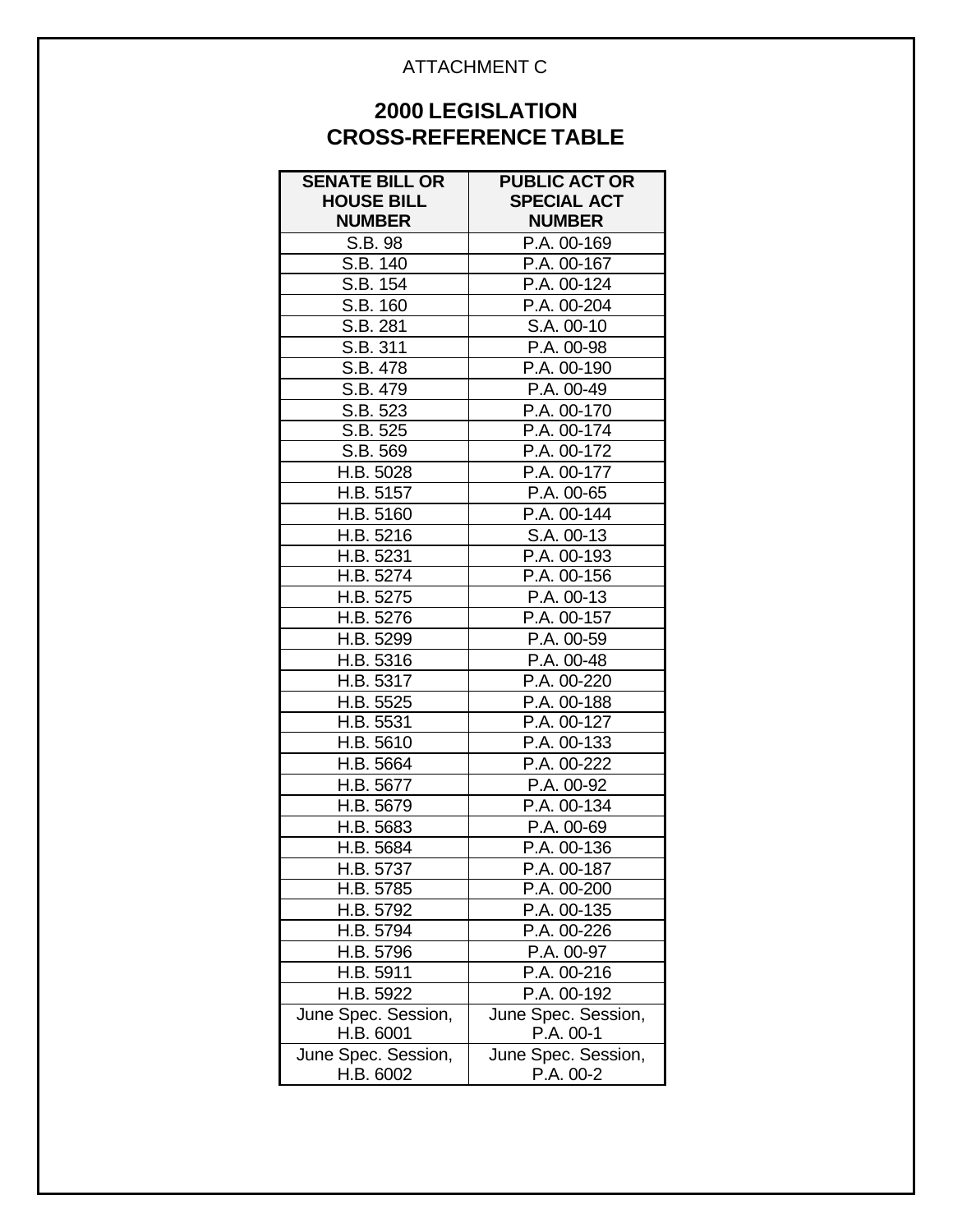ATTACHMENT C

# 2000 LEGISLATION CROSS-REFERENCE TABLE

| SENATE BILL OR HOUSE BILL NUMBER | PUBLIC ACT OR SPECIAL ACT NUMBER |
|---|---|
| S.B. 98 | P.A. 00-169 |
| S.B. 140 | P.A. 00-167 |
| S.B. 154 | P.A. 00-124 |
| S.B. 160 | P.A. 00-204 |
| S.B. 281 | S.A. 00-10 |
| S.B. 311 | P.A. 00-98 |
| S.B. 478 | P.A. 00-190 |
| S.B. 479 | P.A. 00-49 |
| S.B. 523 | P.A. 00-170 |
| S.B. 525 | P.A. 00-174 |
| S.B. 569 | P.A. 00-172 |
| H.B. 5028 | P.A. 00-177 |
| H.B. 5157 | P.A. 00-65 |
| H.B. 5160 | P.A. 00-144 |
| H.B. 5216 | S.A. 00-13 |
| H.B. 5231 | P.A. 00-193 |
| H.B. 5274 | P.A. 00-156 |
| H.B. 5275 | P.A. 00-13 |
| H.B. 5276 | P.A. 00-157 |
| H.B. 5299 | P.A. 00-59 |
| H.B. 5316 | P.A. 00-48 |
| H.B. 5317 | P.A. 00-220 |
| H.B. 5525 | P.A. 00-188 |
| H.B. 5531 | P.A. 00-127 |
| H.B. 5610 | P.A. 00-133 |
| H.B. 5664 | P.A. 00-222 |
| H.B. 5677 | P.A. 00-92 |
| H.B. 5679 | P.A. 00-134 |
| H.B. 5683 | P.A. 00-69 |
| H.B. 5684 | P.A. 00-136 |
| H.B. 5737 | P.A. 00-187 |
| H.B. 5785 | P.A. 00-200 |
| H.B. 5792 | P.A. 00-135 |
| H.B. 5794 | P.A. 00-226 |
| H.B. 5796 | P.A. 00-97 |
| H.B. 5911 | P.A. 00-216 |
| H.B. 5922 | P.A. 00-192 |
| June Spec. Session, H.B. 6001 | June Spec. Session, P.A. 00-1 |
| June Spec. Session, H.B. 6002 | June Spec. Session, P.A. 00-2 |